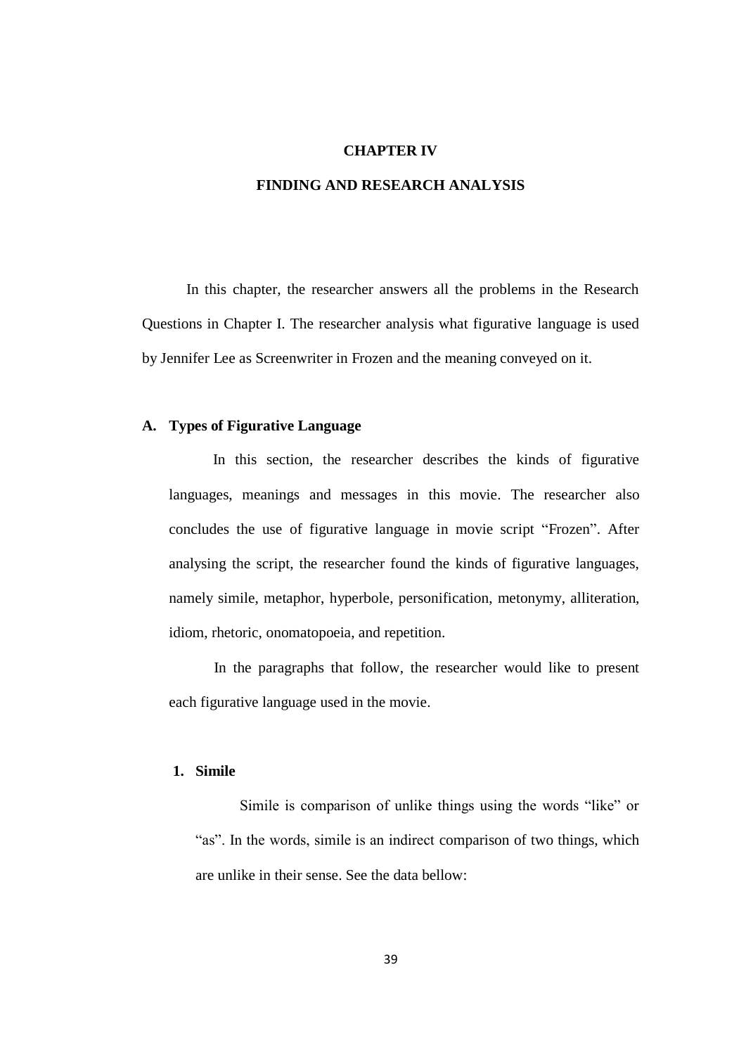# CHAPTER IV

# FINDING AND RESEARCH ANALYSIS

In this chapter, the researcher answers all the problems in the Research Questions in Chapter I. The researcher analysis what figurative language is used by Jennifer Lee as Screenwriter in Frozen and the meaning conveyed on it.

## A. Types of Figurative Language

In this section, the researcher describes the kinds of figurative languages, meanings and messages in this movie. The researcher also concludes the use of figurative language in movie script "Frozen". After analysing the script, the researcher found the kinds of figurative languages, namely simile, metaphor, hyperbole, personification, metonymy, alliteration, idiom, rhetoric, onomatopoeia, and repetition.

In the paragraphs that follow, the researcher would like to present each figurative language used in the movie.

### 1. Simile

Simile is comparison of unlike things using the words "like" or "as". In the words, simile is an indirect comparison of two things, which are unlike in their sense. See the data bellow: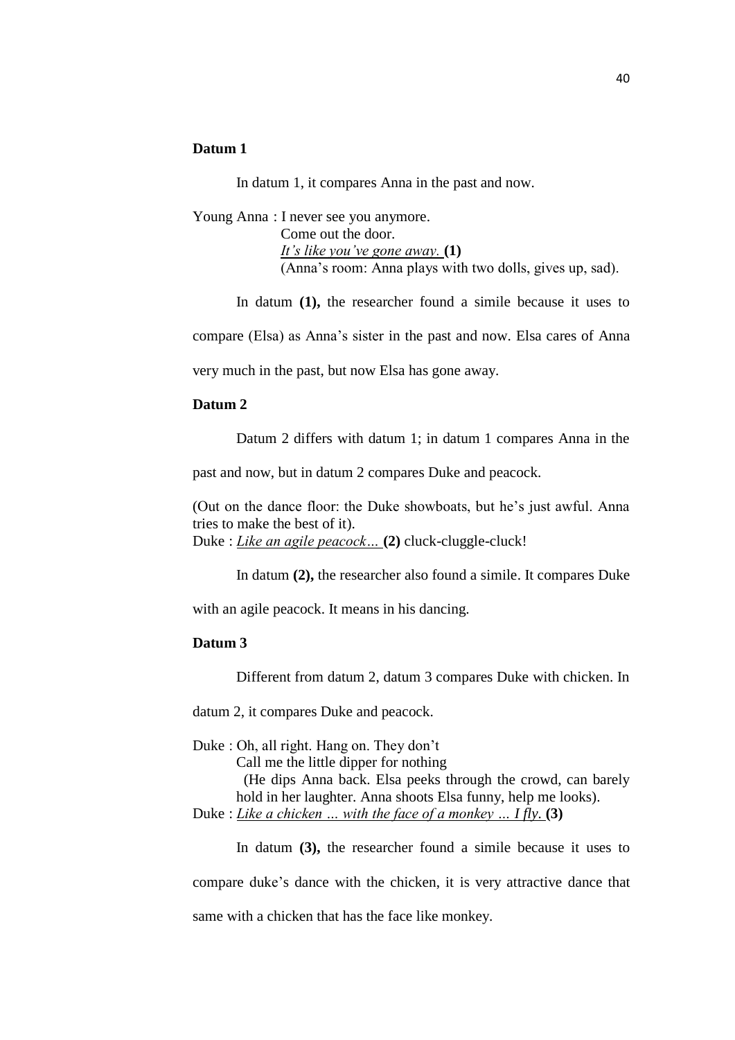**Datum 1**

In datum 1, it compares Anna in the past and now.

Young Anna : I never see you anymore.
Come out the door.
*It's like you've gone away.* **(1)**
(Anna's room: Anna plays with two dolls, gives up, sad).

In datum **(1),** the researcher found a simile because it uses to compare (Elsa) as Anna's sister in the past and now. Elsa cares of Anna very much in the past, but now Elsa has gone away.

**Datum 2**

Datum 2 differs with datum 1; in datum 1 compares Anna in the past and now, but in datum 2 compares Duke and peacock.

(Out on the dance floor: the Duke showboats, but he's just awful. Anna tries to make the best of it).
Duke : *Like an agile peacock…* **(2)** cluck-cluggle-cluck!

In datum **(2),** the researcher also found a simile. It compares Duke with an agile peacock. It means in his dancing.

**Datum 3**

Different from datum 2, datum 3 compares Duke with chicken. In datum 2, it compares Duke and peacock.

Duke : Oh, all right. Hang on. They don't
Call me the little dipper for nothing
(He dips Anna back. Elsa peeks through the crowd, can barely hold in her laughter. Anna shoots Elsa funny, help me looks).
Duke : *Like a chicken … with the face of a monkey … I fly.* **(3)**

In datum **(3),** the researcher found a simile because it uses to compare duke's dance with the chicken, it is very attractive dance that same with a chicken that has the face like monkey.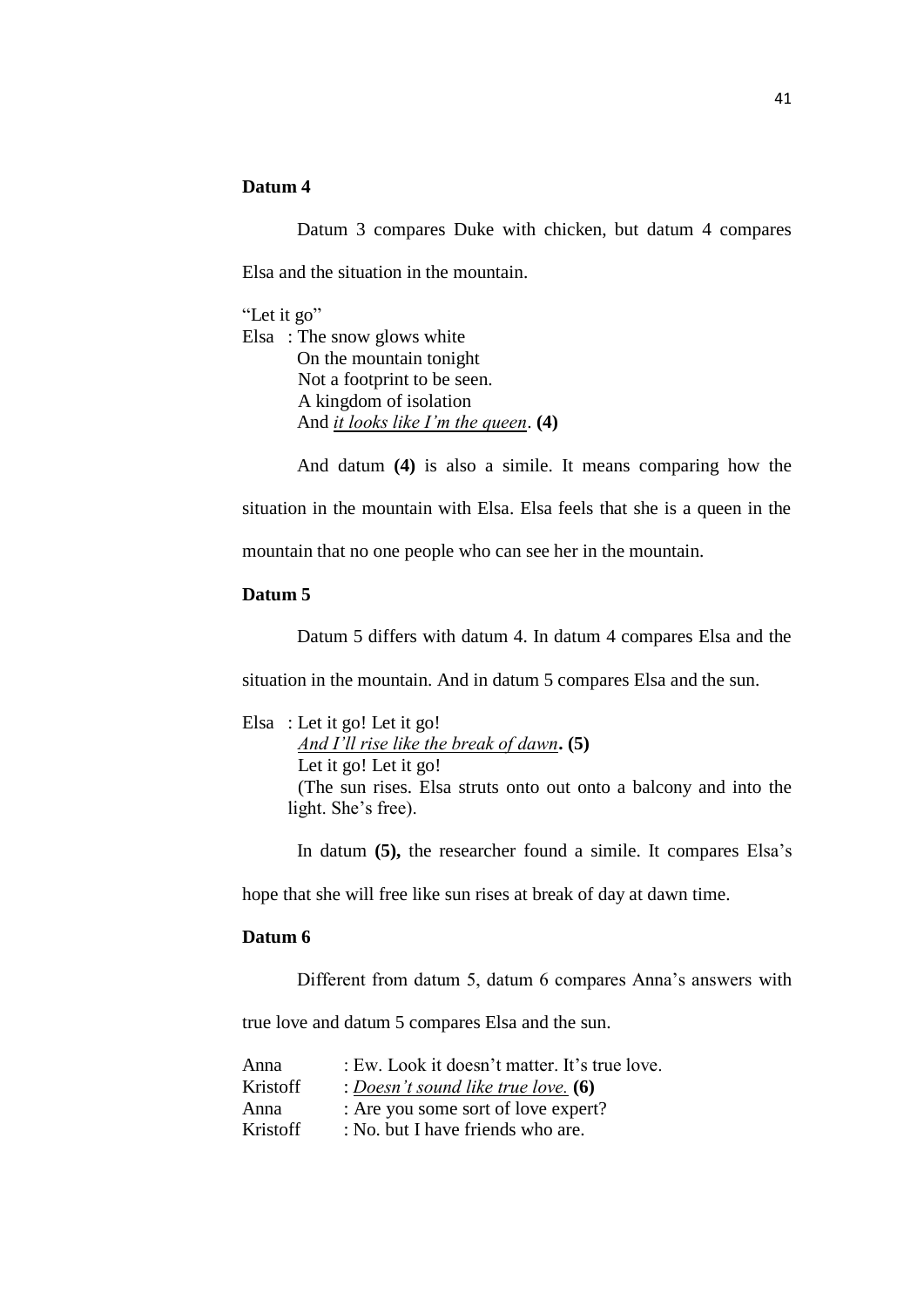**Datum 4**

Datum 3 compares Duke with chicken, but datum 4 compares Elsa and the situation in the mountain.

"Let it go"

Elsa : The snow glows white
On the mountain tonight
Not a footprint to be seen.
A kingdom of isolation
And *it looks like I'm the queen*. **(4)**

And datum **(4)** is also a simile. It means comparing how the situation in the mountain with Elsa. Elsa feels that she is a queen in the mountain that no one people who can see her in the mountain.

**Datum 5**

Datum 5 differs with datum 4. In datum 4 compares Elsa and the situation in the mountain. And in datum 5 compares Elsa and the sun.

Elsa : Let it go! Let it go!
*And I'll rise like the break of dawn*. **(5)**
Let it go! Let it go!
(The sun rises. Elsa struts onto out onto a balcony and into the light. She's free).

In datum **(5),** the researcher found a simile. It compares Elsa's hope that she will free like sun rises at break of day at dawn time.

**Datum 6**

Different from datum 5, datum 6 compares Anna's answers with true love and datum 5 compares Elsa and the sun.

| | |
|---|---|
| Anna | : Ew. Look it doesn't matter. It's true love. |
| Kristoff | : *Doesn't sound like true love.* **(6)** |
| Anna | : Are you some sort of love expert? |
| Kristoff | : No. but I have friends who are. |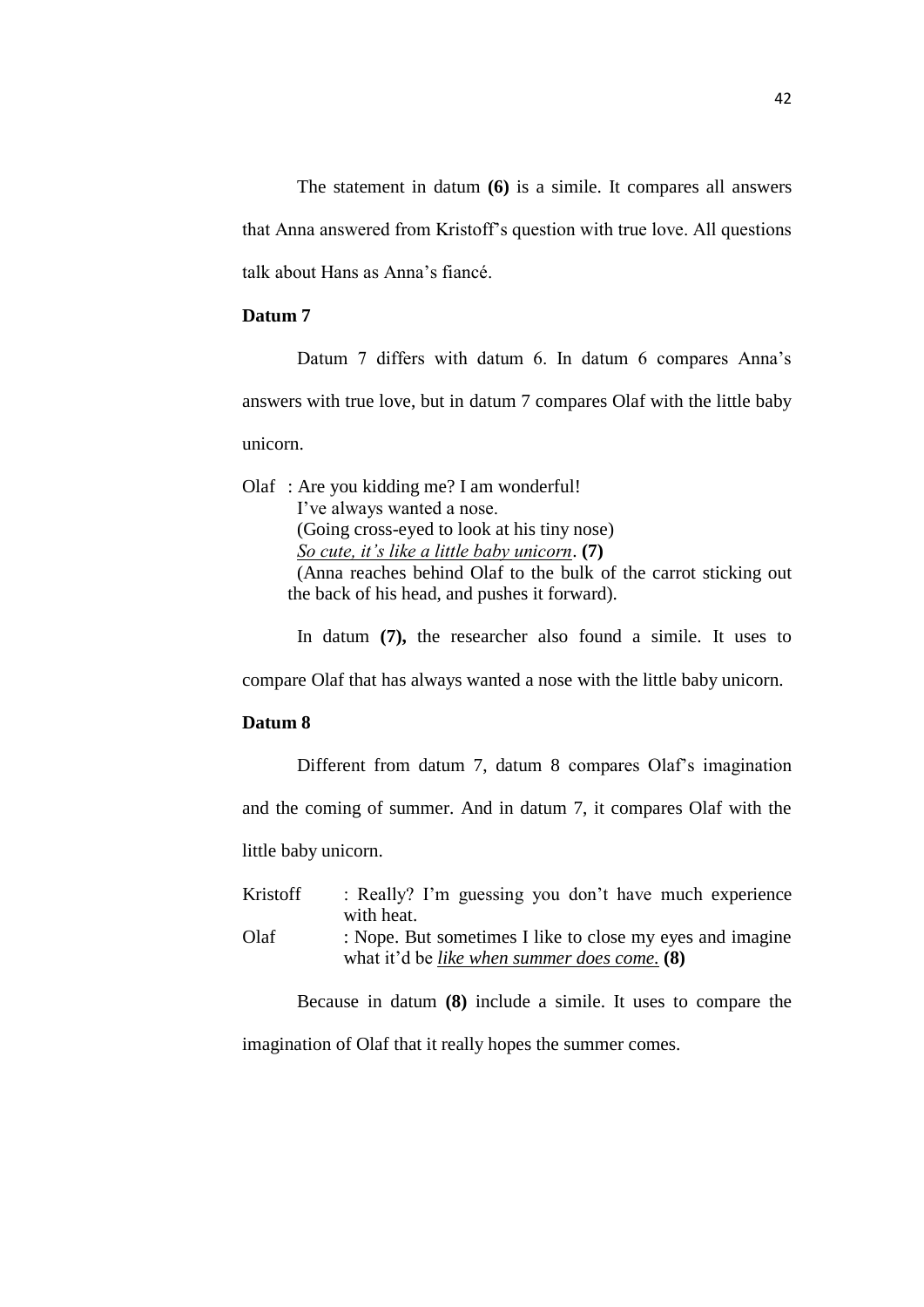The statement in datum **(6)** is a simile. It compares all answers that Anna answered from Kristoff's question with true love. All questions talk about Hans as Anna's fiancé.

**Datum 7**

Datum 7 differs with datum 6. In datum 6 compares Anna's answers with true love, but in datum 7 compares Olaf with the little baby unicorn.

Olaf : Are you kidding me? I am wonderful!
I've always wanted a nose.
(Going cross-eyed to look at his tiny nose)
*So cute, it's like a little baby unicorn*. **(7)**
(Anna reaches behind Olaf to the bulk of the carrot sticking out the back of his head, and pushes it forward).

In datum **(7),** the researcher also found a simile. It uses to compare Olaf that has always wanted a nose with the little baby unicorn.

**Datum 8**

Different from datum 7, datum 8 compares Olaf's imagination and the coming of summer. And in datum 7, it compares Olaf with the little baby unicorn.

Kristoff : Really? I'm guessing you don't have much experience with heat.
Olaf : Nope. But sometimes I like to close my eyes and imagine what it'd be *like when summer does come.* **(8)**

Because in datum **(8)** include a simile. It uses to compare the imagination of Olaf that it really hopes the summer comes.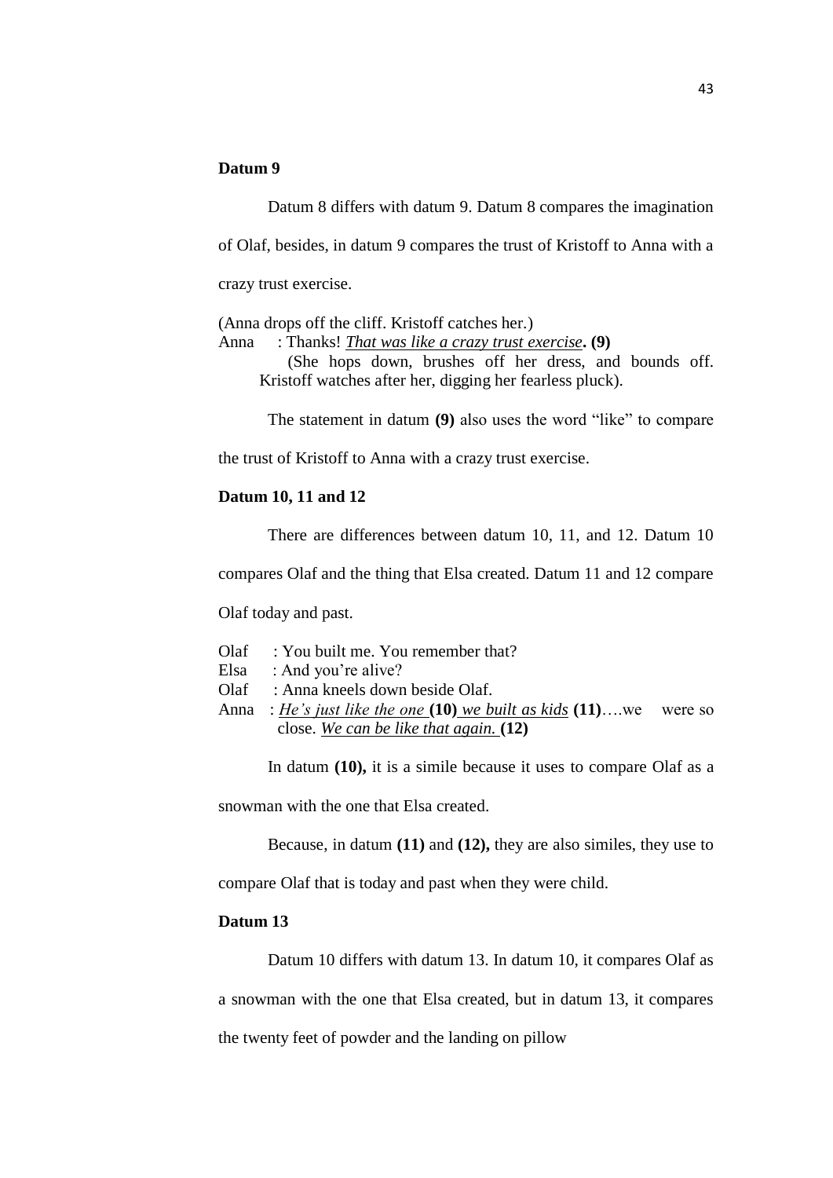**Datum 9**

Datum 8 differs with datum 9. Datum 8 compares the imagination of Olaf, besides, in datum 9 compares the trust of Kristoff to Anna with a crazy trust exercise.

(Anna drops off the cliff. Kristoff catches her.)
Anna : Thanks! *That was like a crazy trust exercise*. **(9)**
(She hops down, brushes off her dress, and bounds off. Kristoff watches after her, digging her fearless pluck).

The statement in datum **(9)** also uses the word "like" to compare the trust of Kristoff to Anna with a crazy trust exercise.

**Datum 10, 11 and 12**

There are differences between datum 10, 11, and 12. Datum 10 compares Olaf and the thing that Elsa created. Datum 11 and 12 compare Olaf today and past.

Olaf : You built me. You remember that?
Elsa : And you're alive?
Olaf : Anna kneels down beside Olaf.
Anna : *He's just like the one* **(10)** *we built as kids* **(11)**….we were so close. *We can be like that again.* **(12)**

In datum **(10),** it is a simile because it uses to compare Olaf as a snowman with the one that Elsa created.

Because, in datum **(11)** and **(12),** they are also similes, they use to compare Olaf that is today and past when they were child.

**Datum 13**

Datum 10 differs with datum 13. In datum 10, it compares Olaf as a snowman with the one that Elsa created, but in datum 13, it compares the twenty feet of powder and the landing on pillow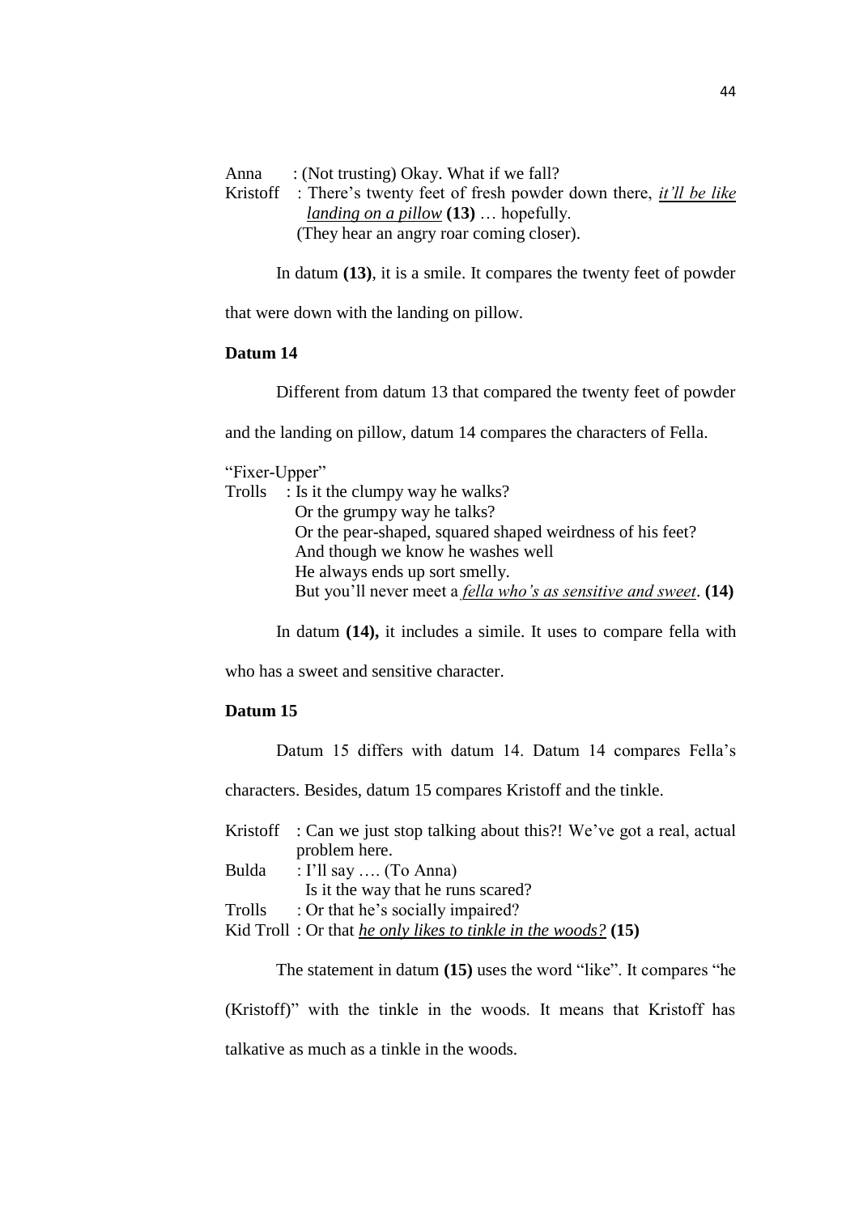Anna : (Not trusting) Okay. What if we fall?
Kristoff : There's twenty feet of fresh powder down there, *<u>it'll be like landing on a pillow</u>* **(13)** … hopefully.
(They hear an angry roar coming closer).

In datum **(13)**, it is a smile. It compares the twenty feet of powder that were down with the landing on pillow.

**Datum 14**

Different from datum 13 that compared the twenty feet of powder and the landing on pillow, datum 14 compares the characters of Fella.

"Fixer-Upper"
Trolls : Is it the clumpy way he walks?
Or the grumpy way he talks?
Or the pear-shaped, squared shaped weirdness of his feet?
And though we know he washes well
He always ends up sort smelly.
But you'll never meet a *<u>fella who's as sensitive and sweet</u>*. **(14)**

In datum **(14),** it includes a simile. It uses to compare fella with who has a sweet and sensitive character.

**Datum 15**

Datum 15 differs with datum 14. Datum 14 compares Fella's characters. Besides, datum 15 compares Kristoff and the tinkle.

Kristoff : Can we just stop talking about this?! We've got a real, actual problem here.
Bulda : I'll say …. (To Anna)
Is it the way that he runs scared?
Trolls : Or that he's socially impaired?
Kid Troll : Or that *<u>he only likes to tinkle in the woods?</u>* **(15)**

The statement in datum **(15)** uses the word "like". It compares "he (Kristoff)" with the tinkle in the woods. It means that Kristoff has talkative as much as a tinkle in the woods.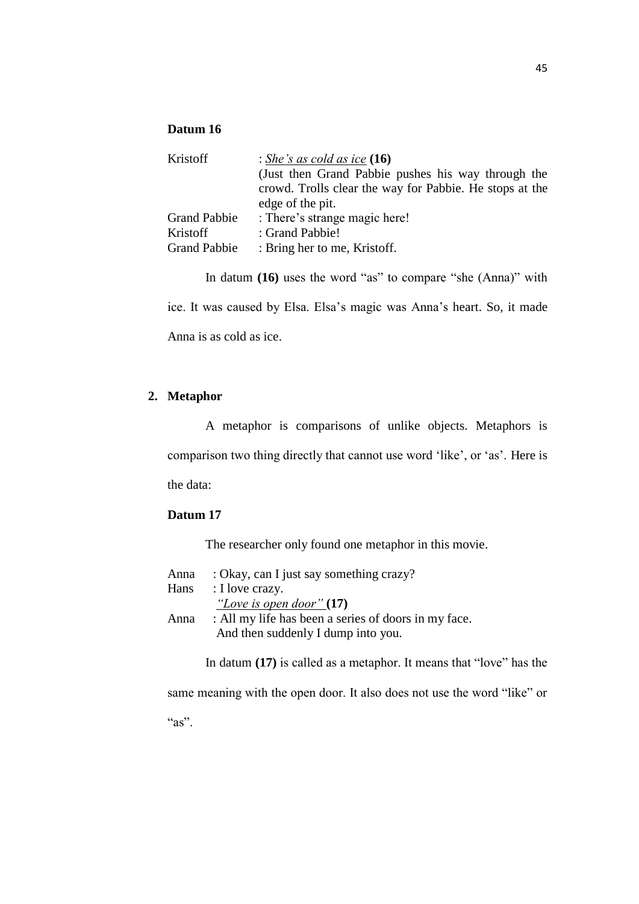**Datum 16**

| | |
|---|---|
| Kristoff | : *<u>She's as cold as ice</u>* **(16)** |
| | (Just then Grand Pabbie pushes his way through the crowd. Trolls clear the way for Pabbie. He stops at the edge of the pit. |
| Grand Pabbie | : There's strange magic here! |
| Kristoff | : Grand Pabbie! |
| Grand Pabbie | : Bring her to me, Kristoff. |

In datum **(16)** uses the word "as" to compare "she (Anna)" with ice. It was caused by Elsa. Elsa's magic was Anna's heart. So, it made Anna is as cold as ice.

## 2. Metaphor

A metaphor is comparisons of unlike objects. Metaphors is comparison two thing directly that cannot use word 'like', or 'as'. Here is the data:

**Datum 17**

The researcher only found one metaphor in this movie.

| | |
|---|---|
| Anna | : Okay, can I just say something crazy? |
| Hans | : I love crazy. |
| | *<u>"Love is open door"</u>* **(17)** |
| Anna | : All my life has been a series of doors in my face. And then suddenly I dump into you. |

In datum **(17)** is called as a metaphor. It means that "love" has the same meaning with the open door. It also does not use the word "like" or "as".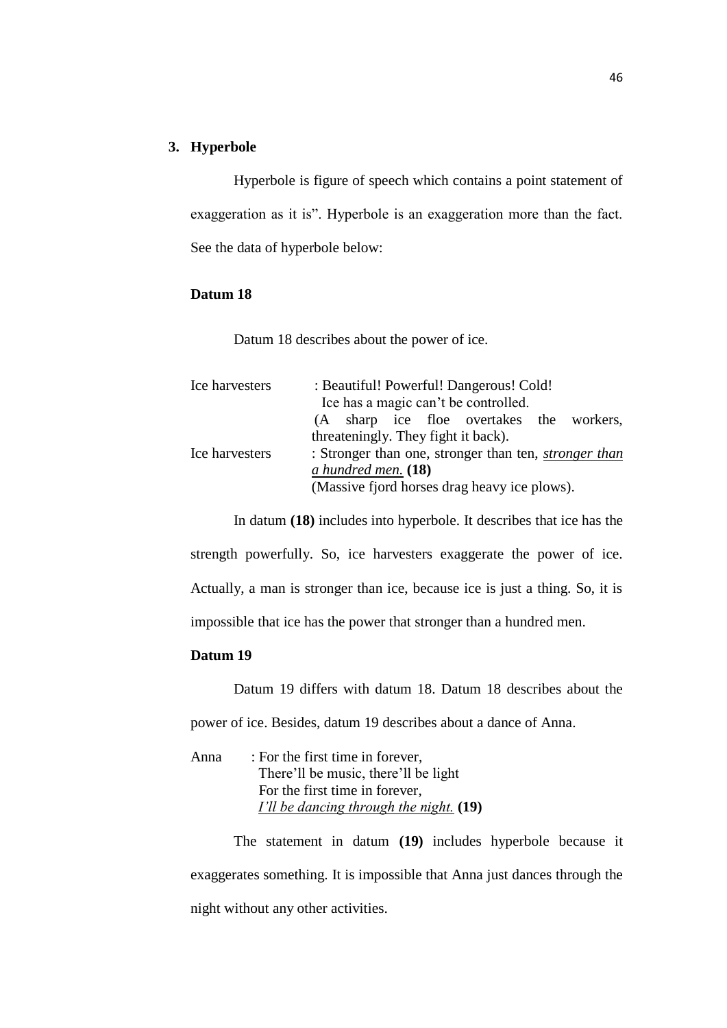### 3. Hyperbole

Hyperbole is figure of speech which contains a point statement of exaggeration as it is". Hyperbole is an exaggeration more than the fact. See the data of hyperbole below:

**Datum 18**

Datum 18 describes about the power of ice.

Ice harvesters : Beautiful! Powerful! Dangerous! Cold!
Ice has a magic can't be controlled.
(A sharp ice floe overtakes the workers, threateningly. They fight it back).

Ice harvesters : Stronger than one, stronger than ten, *<u>stronger than a hundred men.</u>* **(18)**
(Massive fjord horses drag heavy ice plows).

In datum **(18)** includes into hyperbole. It describes that ice has the strength powerfully. So, ice harvesters exaggerate the power of ice. Actually, a man is stronger than ice, because ice is just a thing. So, it is impossible that ice has the power that stronger than a hundred men.

**Datum 19**

Datum 19 differs with datum 18. Datum 18 describes about the power of ice. Besides, datum 19 describes about a dance of Anna.

Anna : For the first time in forever,
There'll be music, there'll be light
For the first time in forever,
*<u>I'll be dancing through the night.</u>* **(19)**

The statement in datum **(19)** includes hyperbole because it exaggerates something. It is impossible that Anna just dances through the night without any other activities.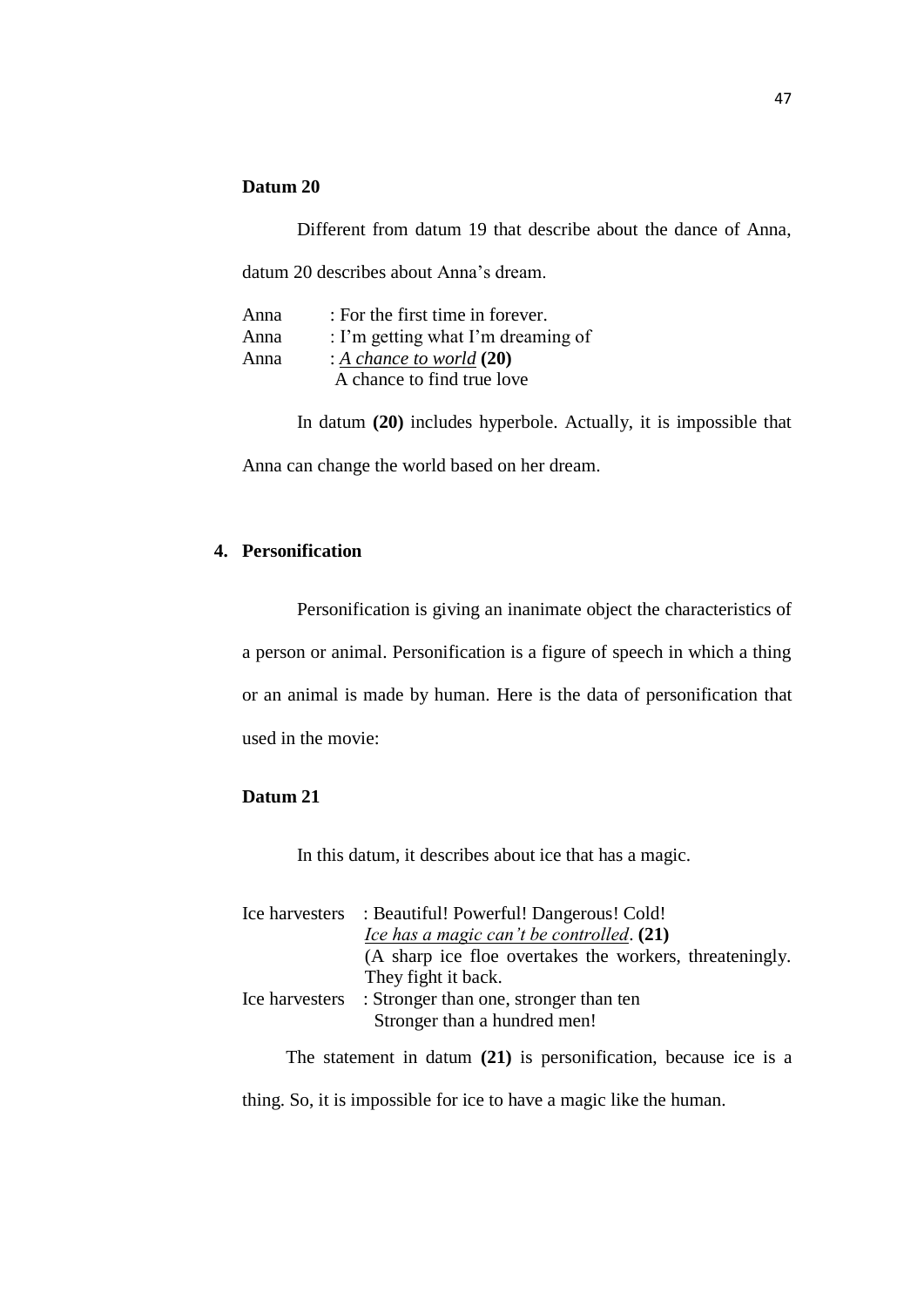**Datum 20**

Different from datum 19 that describe about the dance of Anna, datum 20 describes about Anna's dream.

Anna : For the first time in forever.
Anna : I'm getting what I'm dreaming of
Anna : *A chance to world* **(20)**
A chance to find true love

In datum **(20)** includes hyperbole. Actually, it is impossible that Anna can change the world based on her dream.

**4. Personification**

Personification is giving an inanimate object the characteristics of a person or animal. Personification is a figure of speech in which a thing or an animal is made by human. Here is the data of personification that used in the movie:

**Datum 21**

In this datum, it describes about ice that has a magic.

Ice harvesters : Beautiful! Powerful! Dangerous! Cold!
*Ice has a magic can't be controlled*. **(21)**
(A sharp ice floe overtakes the workers, threateningly. They fight it back.
Ice harvesters : Stronger than one, stronger than ten
Stronger than a hundred men!

The statement in datum **(21)** is personification, because ice is a thing. So, it is impossible for ice to have a magic like the human.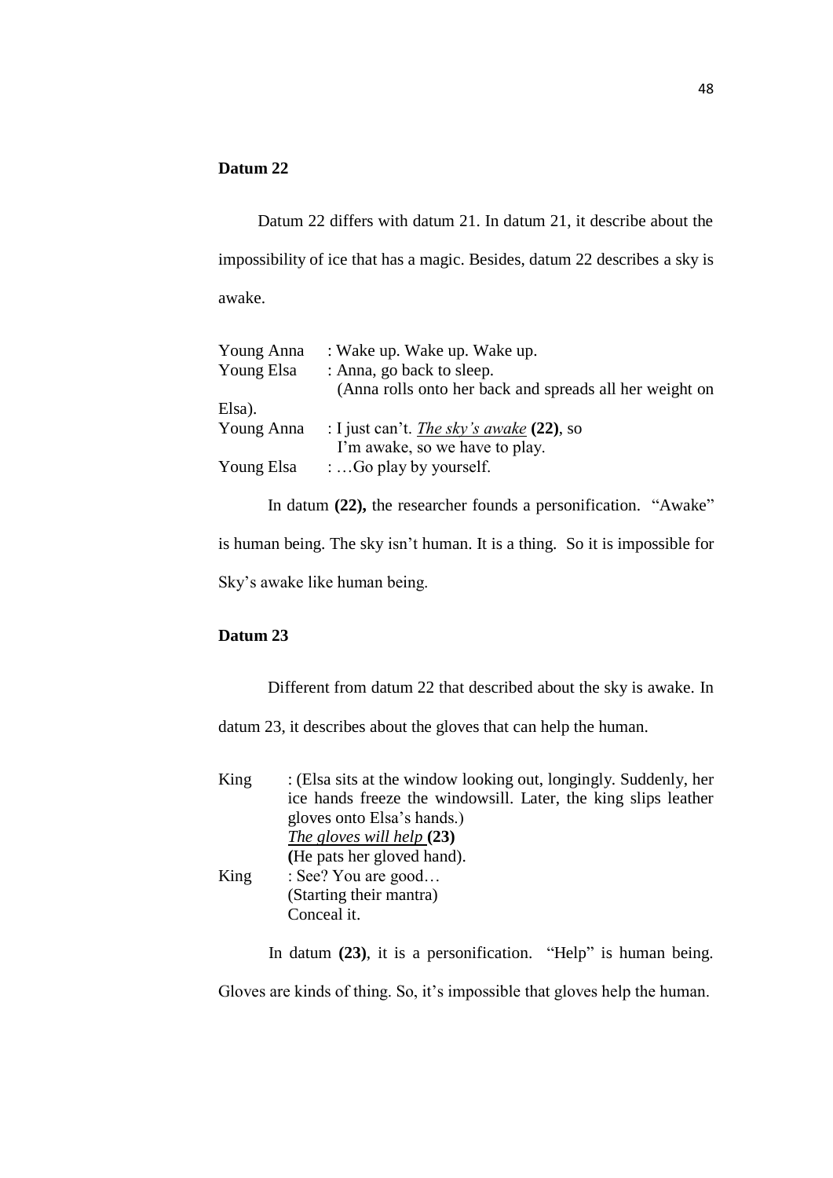**Datum 22**

Datum 22 differs with datum 21. In datum 21, it describe about the impossibility of ice that has a magic. Besides, datum 22 describes a sky is awake.

Young Anna : Wake up. Wake up. Wake up.
Young Elsa : Anna, go back to sleep.
(Anna rolls onto her back and spreads all her weight on Elsa).
Young Anna : I just can't. *The sky's awake* **(22)**, so I'm awake, so we have to play.
Young Elsa : …Go play by yourself.

In datum **(22),** the researcher founds a personification. "Awake" is human being. The sky isn't human. It is a thing. So it is impossible for Sky's awake like human being.

**Datum 23**

Different from datum 22 that described about the sky is awake. In datum 23, it describes about the gloves that can help the human.

King : (Elsa sits at the window looking out, longingly. Suddenly, her ice hands freeze the windowsill. Later, the king slips leather gloves onto Elsa's hands.)
*The gloves will help* **(23)**
**(**He pats her gloved hand).
King : See? You are good…
(Starting their mantra)
Conceal it.

In datum **(23)**, it is a personification. "Help" is human being. Gloves are kinds of thing. So, it's impossible that gloves help the human.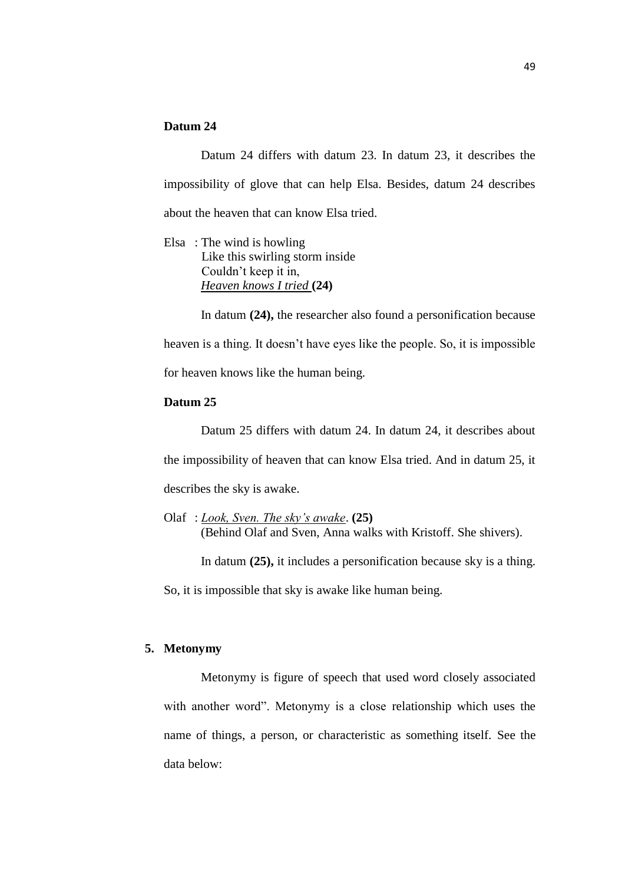**Datum 24**

Datum 24 differs with datum 23. In datum 23, it describes the impossibility of glove that can help Elsa. Besides, datum 24 describes about the heaven that can know Elsa tried.

Elsa : The wind is howling
Like this swirling storm inside
Couldn't keep it in,
*Heaven knows I tried* **(24)**

In datum **(24),** the researcher also found a personification because heaven is a thing. It doesn't have eyes like the people. So, it is impossible for heaven knows like the human being.

**Datum 25**

Datum 25 differs with datum 24. In datum 24, it describes about the impossibility of heaven that can know Elsa tried. And in datum 25, it describes the sky is awake.

Olaf : *Look, Sven. The sky's awake*. **(25)**
(Behind Olaf and Sven, Anna walks with Kristoff. She shivers).

In datum **(25),** it includes a personification because sky is a thing. So, it is impossible that sky is awake like human being.

**5. Metonymy**

Metonymy is figure of speech that used word closely associated with another word". Metonymy is a close relationship which uses the name of things, a person, or characteristic as something itself. See the data below: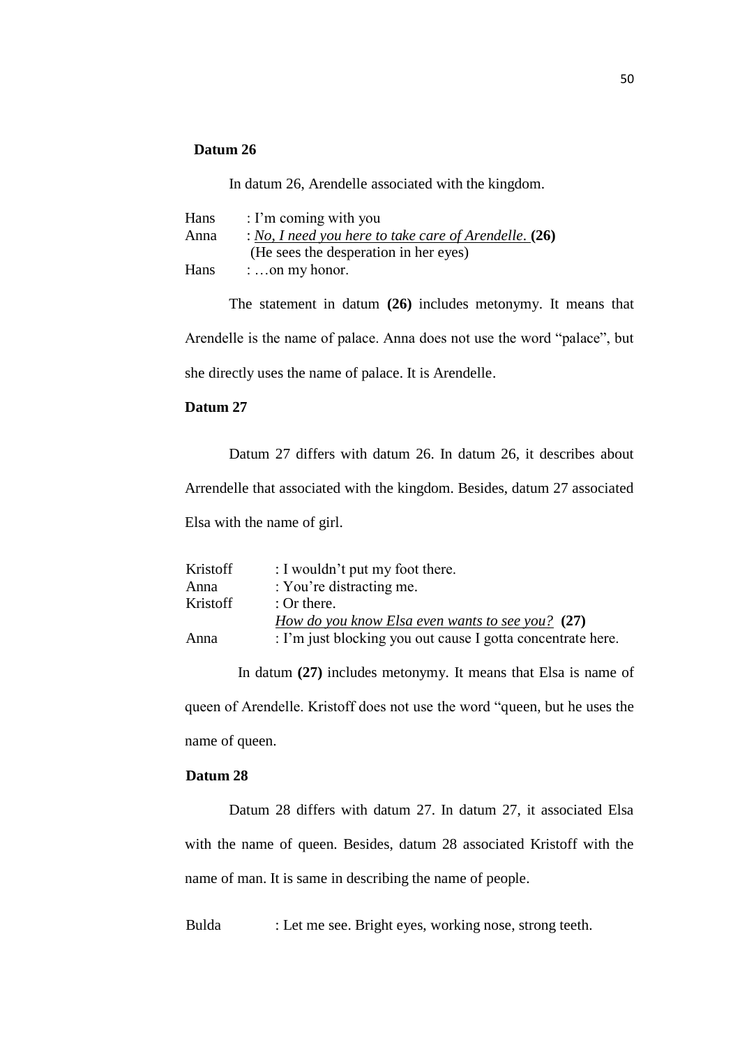**Datum 26**

In datum 26, Arendelle associated with the kingdom.

Hans : I'm coming with you
Anna : <u>*No, I need you here to take care of Arendelle.*</u> **(26)**
(He sees the desperation in her eyes)
Hans : …on my honor.

The statement in datum **(26)** includes metonymy. It means that Arendelle is the name of palace. Anna does not use the word "palace", but she directly uses the name of palace. It is Arendelle.

**Datum 27**

Datum 27 differs with datum 26. In datum 26, it describes about Arrendelle that associated with the kingdom. Besides, datum 27 associated Elsa with the name of girl.

Kristoff : I wouldn't put my foot there.
Anna : You're distracting me.
Kristoff : Or there.
<u>*How do you know Elsa even wants to see you?*</u> **(27)**
Anna : I'm just blocking you out cause I gotta concentrate here.

In datum **(27)** includes metonymy. It means that Elsa is name of queen of Arendelle. Kristoff does not use the word "queen, but he uses the name of queen.

**Datum 28**

Datum 28 differs with datum 27. In datum 27, it associated Elsa with the name of queen. Besides, datum 28 associated Kristoff with the name of man. It is same in describing the name of people.

Bulda : Let me see. Bright eyes, working nose, strong teeth.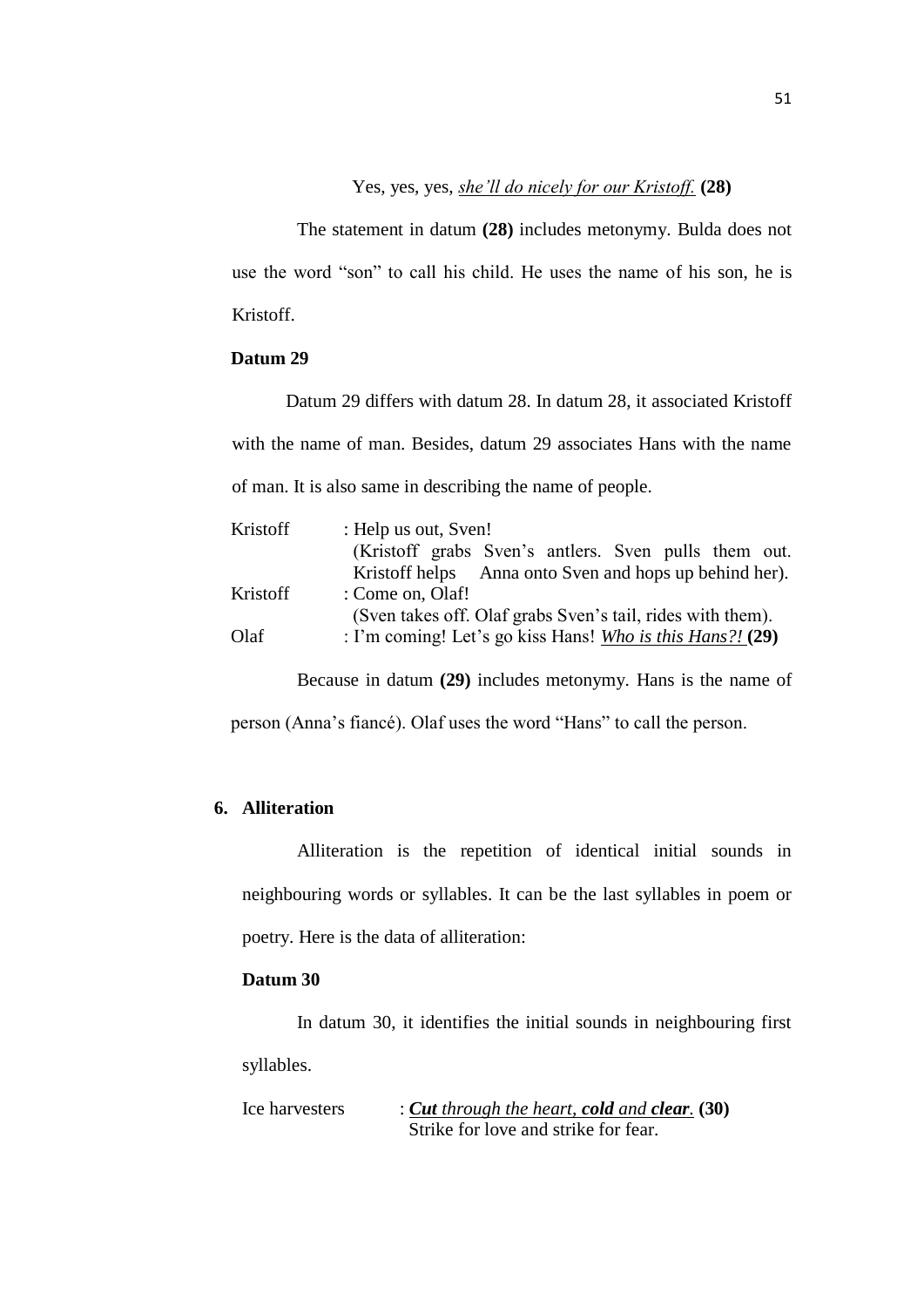Yes, yes, yes, *she'll do nicely for our Kristoff.* **(28)**

The statement in datum **(28)** includes metonymy. Bulda does not use the word "son" to call his child. He uses the name of his son, he is Kristoff.

**Datum 29**

Datum 29 differs with datum 28. In datum 28, it associated Kristoff with the name of man. Besides, datum 29 associates Hans with the name of man. It is also same in describing the name of people.

| | |
|---|---|
| Kristoff | : Help us out, Sven! (Kristoff grabs Sven's antlers. Sven pulls them out. Kristoff helps Anna onto Sven and hops up behind her). |
| Kristoff | : Come on, Olaf! (Sven takes off. Olaf grabs Sven's tail, rides with them). |
| Olaf | : I'm coming! Let's go kiss Hans! ***Who is this Hans?!*** **(29)** |

Because in datum **(29)** includes metonymy. Hans is the name of person (Anna's fiancé). Olaf uses the word "Hans" to call the person.

**6. Alliteration**

Alliteration is the repetition of identical initial sounds in neighbouring words or syllables. It can be the last syllables in poem or poetry. Here is the data of alliteration:

**Datum 30**

In datum 30, it identifies the initial sounds in neighbouring first syllables.

| | |
|---|---|
| Ice harvesters | : ***Cut** through the heart, **cold** and **clear**.* **(30)** Strike for love and strike for fear. |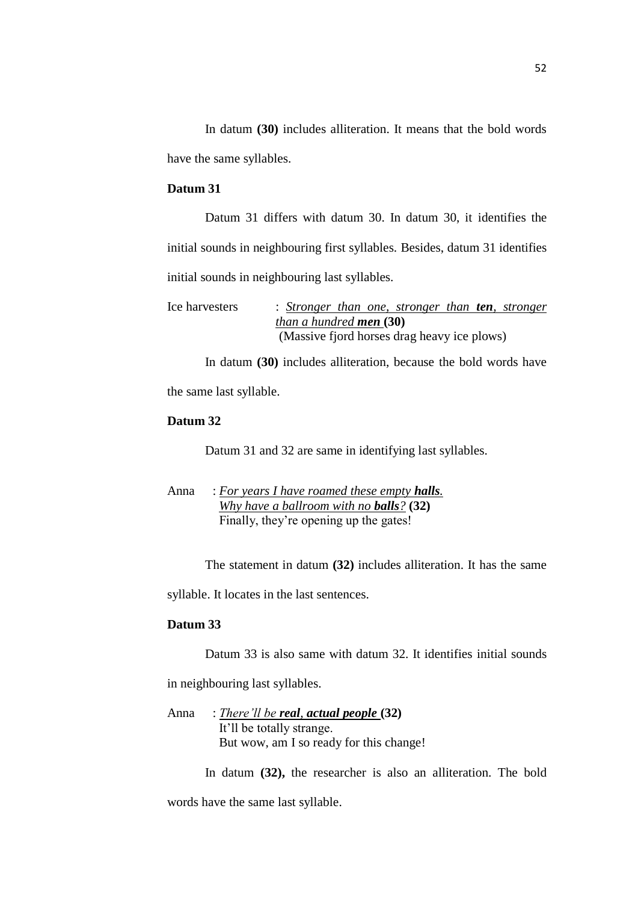In datum **(30)** includes alliteration. It means that the bold words have the same syllables.

**Datum 31**

Datum 31 differs with datum 30. In datum 30, it identifies the initial sounds in neighbouring first syllables. Besides, datum 31 identifies initial sounds in neighbouring last syllables.

Ice harvesters : <u>*Stronger than one, stronger than **ten**, stronger than a hundred **men***</u> **(30)**
(Massive fjord horses drag heavy ice plows)

In datum **(30)** includes alliteration, because the bold words have the same last syllable.

**Datum 32**

Datum 31 and 32 are same in identifying last syllables.

Anna : <u>*For years I have roamed these empty **halls**.*</u>
<u>*Why have a ballroom with no **balls**?*</u> **(32)**
Finally, they're opening up the gates!

The statement in datum **(32)** includes alliteration. It has the same syllable. It locates in the last sentences.

**Datum 33**

Datum 33 is also same with datum 32. It identifies initial sounds in neighbouring last syllables.

Anna : <u>*There'll be **real**, **actual people***</u> **(32)**
It'll be totally strange.
But wow, am I so ready for this change!

In datum **(32),** the researcher is also an alliteration. The bold words have the same last syllable.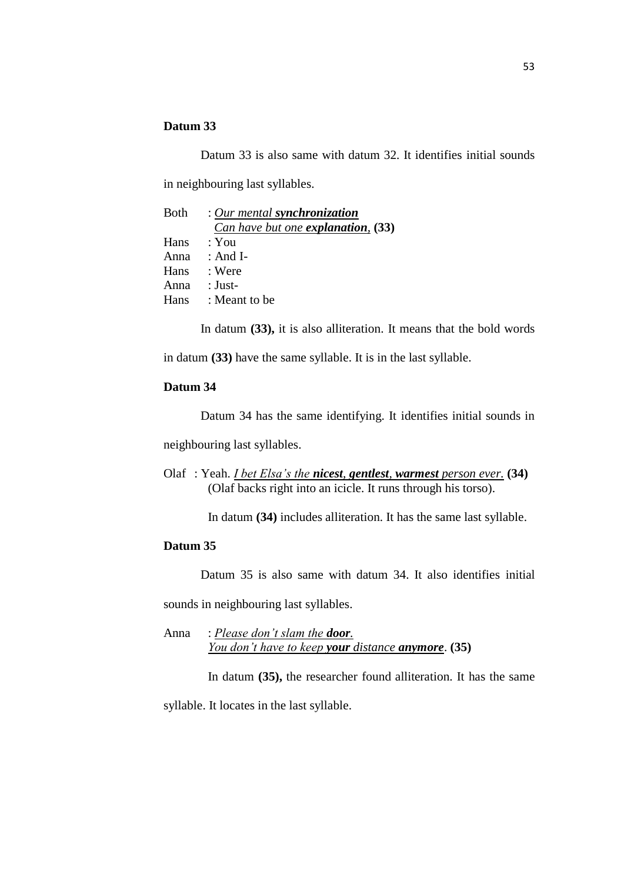**Datum 33**

Datum 33 is also same with datum 32. It identifies initial sounds in neighbouring last syllables.

Both : *<u>Our mental **synchronization**</u>*
*<u>Can have but one **explanation**,</u>* **(33)**
Hans : You
Anna : And I-
Hans : Were
Anna : Just-
Hans : Meant to be

In datum **(33),** it is also alliteration. It means that the bold words in datum **(33)** have the same syllable. It is in the last syllable.

**Datum 34**

Datum 34 has the same identifying. It identifies initial sounds in neighbouring last syllables.

Olaf : Yeah. *<u>I bet Elsa's the **nicest**, **gentlest**, **warmest** person ever.</u>* **(34)**
(Olaf backs right into an icicle. It runs through his torso).

In datum **(34)** includes alliteration. It has the same last syllable.

**Datum 35**

Datum 35 is also same with datum 34. It also identifies initial sounds in neighbouring last syllables.

Anna : *<u>Please don't slam the **door**.</u>*
*<u>You don't have to keep **your** distance **anymore**</u>*. **(35)**

In datum **(35),** the researcher found alliteration. It has the same syllable. It locates in the last syllable.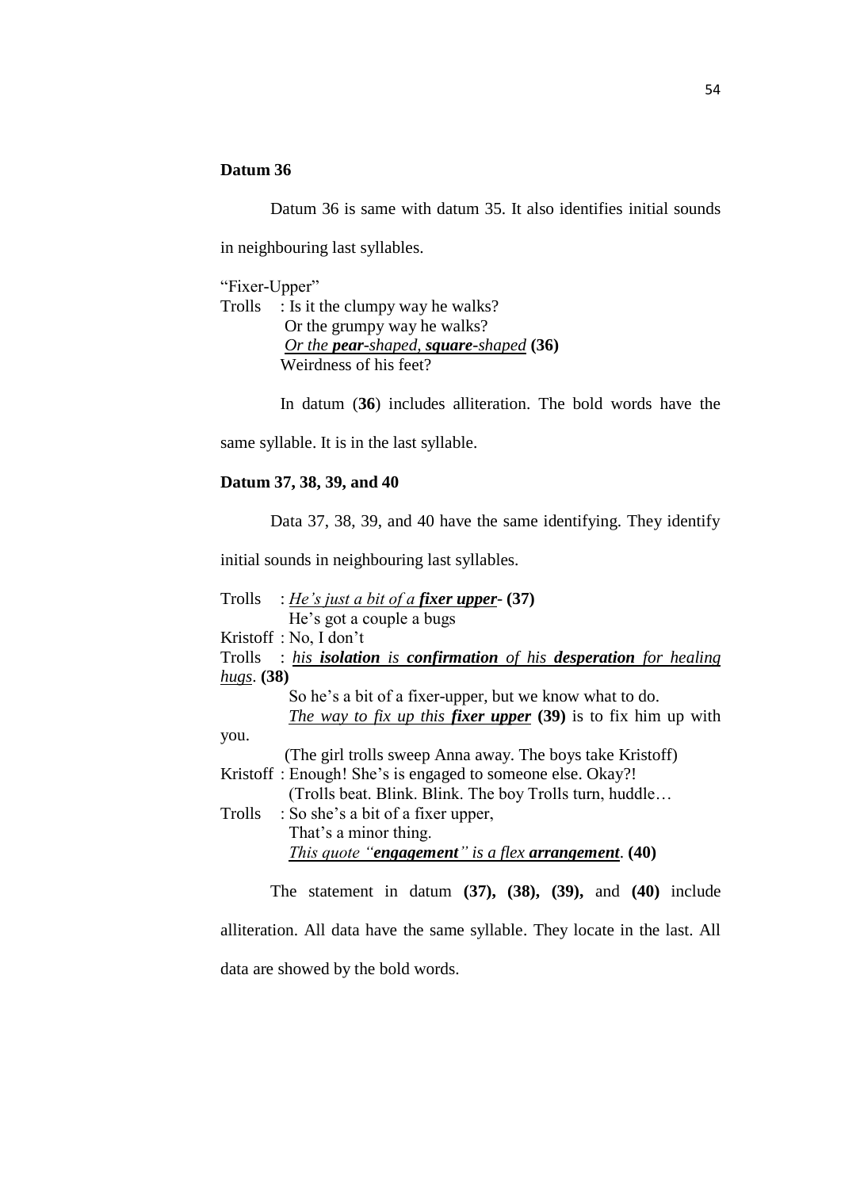**Datum 36**

Datum 36 is same with datum 35. It also identifies initial sounds in neighbouring last syllables.

"Fixer-Upper"

Trolls : Is it the clumpy way he walks?
Or the grumpy way he walks?
<u>*Or the **pear**-shaped, **square**-shaped*</u> **(36)**
Weirdness of his feet?

In datum (**36**) includes alliteration. The bold words have the same syllable. It is in the last syllable.

**Datum 37, 38, 39, and 40**

Data 37, 38, 39, and 40 have the same identifying. They identify initial sounds in neighbouring last syllables.

Trolls : <u>*He's just a bit of a **fixer upper**-*</u> **(37)**
He's got a couple a bugs

Kristoff : No, I don't

Trolls : <u>*his **isolation** is **confirmation** of his **desperation** for healing hugs*</u>. **(38)**
So he's a bit of a fixer-upper, but we know what to do.
<u>*The way to fix up this **fixer upper**</u>* **(39)** is to fix him up with you.
(The girl trolls sweep Anna away. The boys take Kristoff)

Kristoff : Enough! She's is engaged to someone else. Okay?!
(Trolls beat. Blink. Blink. The boy Trolls turn, huddle…

Trolls : So she's a bit of a fixer upper,
That's a minor thing.
<u>*This quote "**engagement**" is a flex **arrangement***</u>. **(40)**

The statement in datum **(37), (38), (39),** and **(40)** include alliteration. All data have the same syllable. They locate in the last. All data are showed by the bold words.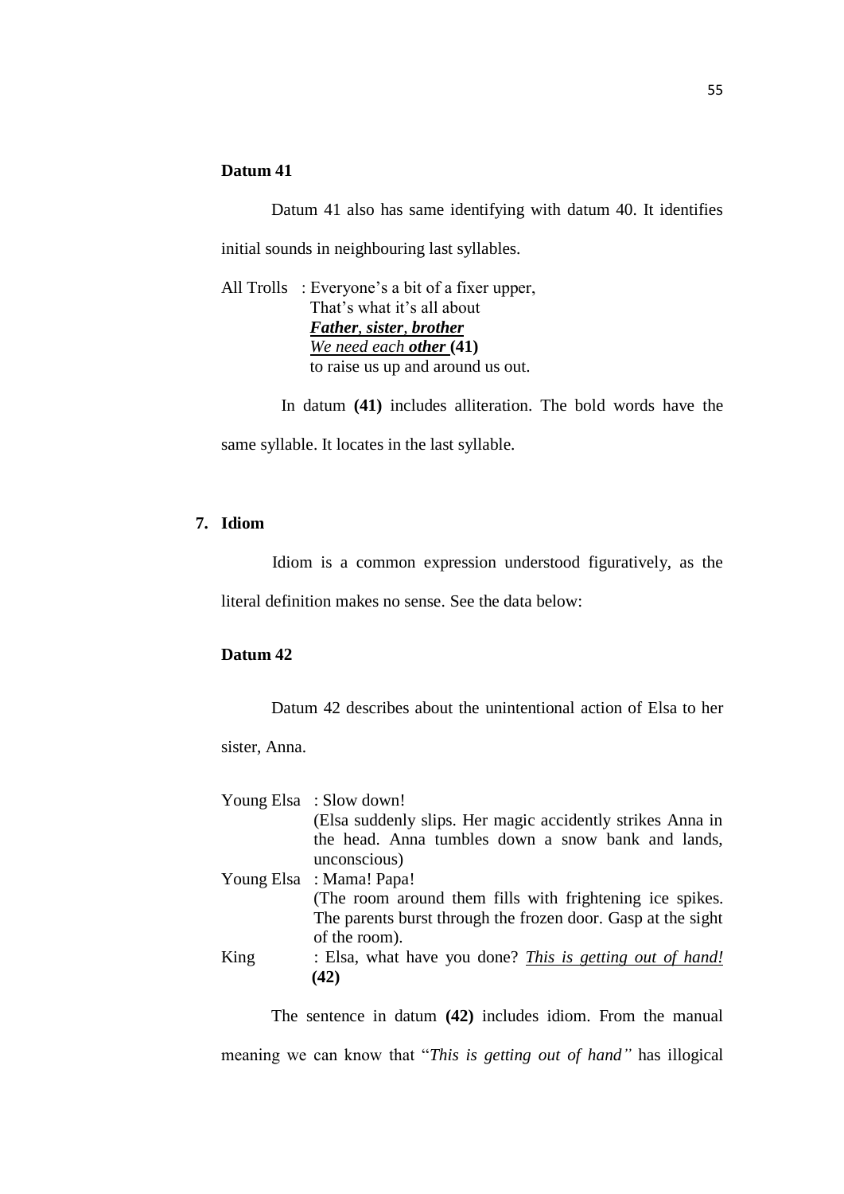**Datum 41**

Datum 41 also has same identifying with datum 40. It identifies initial sounds in neighbouring last syllables.

All Trolls : Everyone's a bit of a fixer upper,
That's what it's all about
***Father*, *sister*, *brother***
*We need each* ***other*** **(41)**
to raise us up and around us out.

In datum **(41)** includes alliteration. The bold words have the same syllable. It locates in the last syllable.

**7. Idiom**

Idiom is a common expression understood figuratively, as the literal definition makes no sense. See the data below:

**Datum 42**

Datum 42 describes about the unintentional action of Elsa to her sister, Anna.

Young Elsa : Slow down!
(Elsa suddenly slips. Her magic accidently strikes Anna in the head. Anna tumbles down a snow bank and lands, unconscious)

Young Elsa : Mama! Papa!
(The room around them fills with frightening ice spikes. The parents burst through the frozen door. Gasp at the sight of the room).

King : Elsa, what have you done? *This is getting out of hand!* **(42)**

The sentence in datum **(42)** includes idiom. From the manual meaning we can know that "*This is getting out of hand"* has illogical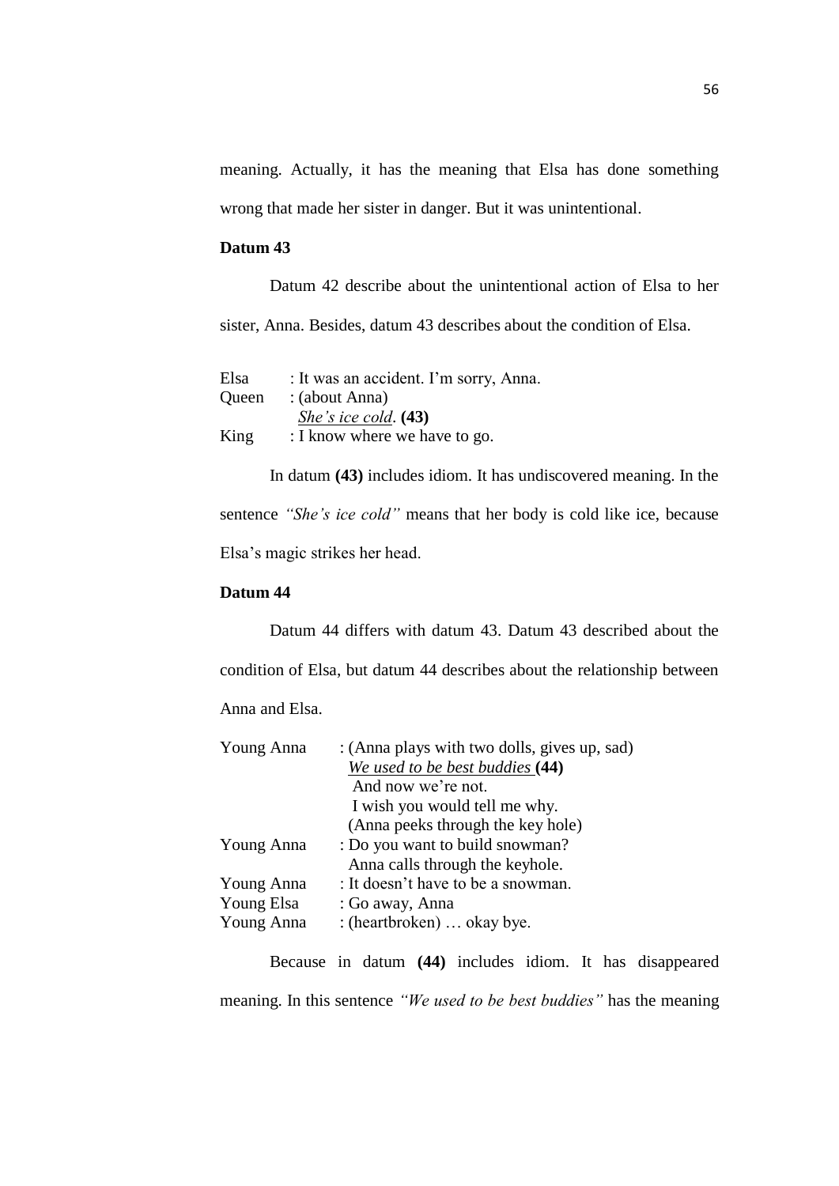meaning. Actually, it has the meaning that Elsa has done something wrong that made her sister in danger. But it was unintentional.

**Datum 43**

Datum 42 describe about the unintentional action of Elsa to her sister, Anna. Besides, datum 43 describes about the condition of Elsa.

Elsa : It was an accident. I'm sorry, Anna.
Queen : (about Anna)
*She's ice cold*. **(43)**
King : I know where we have to go.

In datum **(43)** includes idiom. It has undiscovered meaning. In the sentence *"She's ice cold"* means that her body is cold like ice, because Elsa's magic strikes her head.

**Datum 44**

Datum 44 differs with datum 43. Datum 43 described about the condition of Elsa, but datum 44 describes about the relationship between Anna and Elsa.

Young Anna : (Anna plays with two dolls, gives up, sad)
*We used to be best buddies* **(44)**
And now we're not.
I wish you would tell me why.
(Anna peeks through the key hole)
Young Anna : Do you want to build snowman?
Anna calls through the keyhole.
Young Anna : It doesn't have to be a snowman.
Young Elsa : Go away, Anna
Young Anna : (heartbroken) … okay bye.

Because in datum **(44)** includes idiom. It has disappeared meaning. In this sentence *"We used to be best buddies"* has the meaning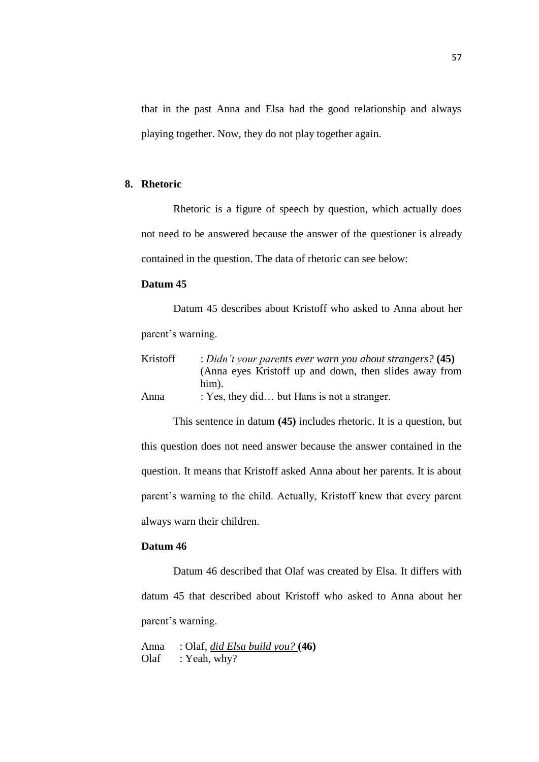that in the past Anna and Elsa had the good relationship and always playing together. Now, they do not play together again.

## 8. Rhetoric

Rhetoric is a figure of speech by question, which actually does not need to be answered because the answer of the questioner is already contained in the question. The data of rhetoric can see below:

**Datum 45**

Datum 45 describes about Kristoff who asked to Anna about her parent's warning.

Kristoff : *Didn't your parents ever warn you about strangers?* **(45)**
(Anna eyes Kristoff up and down, then slides away from him).
Anna : Yes, they did… but Hans is not a stranger.

This sentence in datum **(45)** includes rhetoric. It is a question, but this question does not need answer because the answer contained in the question. It means that Kristoff asked Anna about her parents. It is about parent's warning to the child. Actually, Kristoff knew that every parent always warn their children.

**Datum 46**

Datum 46 described that Olaf was created by Elsa. It differs with datum 45 that described about Kristoff who asked to Anna about her parent's warning.

Anna : Olaf, *did Elsa build you?* **(46)**
Olaf : Yeah, why?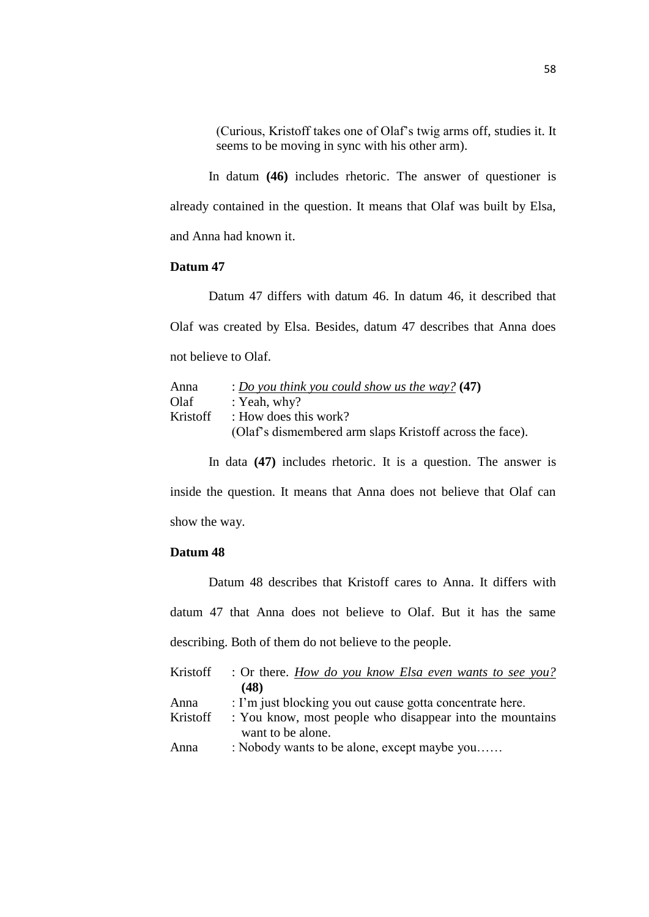(Curious, Kristoff takes one of Olaf's twig arms off, studies it. It seems to be moving in sync with his other arm).

In datum **(46)** includes rhetoric. The answer of questioner is already contained in the question. It means that Olaf was built by Elsa, and Anna had known it.

### Datum 47

Datum 47 differs with datum 46. In datum 46, it described that Olaf was created by Elsa. Besides, datum 47 describes that Anna does not believe to Olaf.

Anna : *Do you think you could show us the way?* **(47)**
Olaf : Yeah, why?
Kristoff : How does this work?
(Olaf's dismembered arm slaps Kristoff across the face).

In data **(47)** includes rhetoric. It is a question. The answer is inside the question. It means that Anna does not believe that Olaf can show the way.

### Datum 48

Datum 48 describes that Kristoff cares to Anna. It differs with datum 47 that Anna does not believe to Olaf. But it has the same describing. Both of them do not believe to the people.

Kristoff : Or there. *How do you know Elsa even wants to see you?* **(48)**
Anna : I'm just blocking you out cause gotta concentrate here.
Kristoff : You know, most people who disappear into the mountains want to be alone.
Anna : Nobody wants to be alone, except maybe you……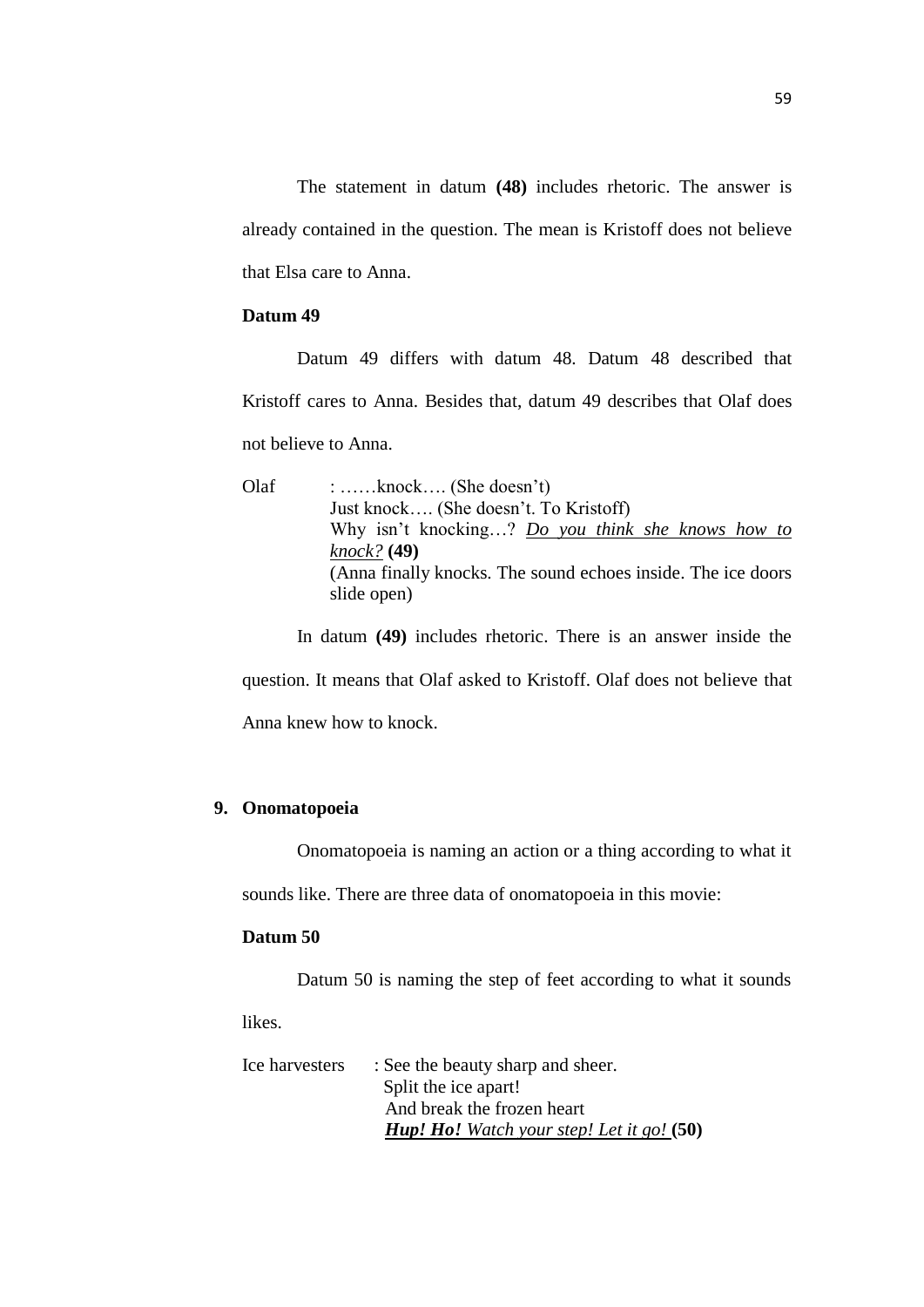The statement in datum **(48)** includes rhetoric. The answer is already contained in the question. The mean is Kristoff does not believe that Elsa care to Anna.

**Datum 49**

Datum 49 differs with datum 48. Datum 48 described that Kristoff cares to Anna. Besides that, datum 49 describes that Olaf does not believe to Anna.

Olaf : ……knock…. (She doesn't)
Just knock…. (She doesn't. To Kristoff)
Why isn't knocking…? *Do you think she knows how to knock?* **(49)**
(Anna finally knocks. The sound echoes inside. The ice doors slide open)

In datum **(49)** includes rhetoric. There is an answer inside the question. It means that Olaf asked to Kristoff. Olaf does not believe that Anna knew how to knock.

## 9. Onomatopoeia

Onomatopoeia is naming an action or a thing according to what it sounds like. There are three data of onomatopoeia in this movie:

**Datum 50**

Datum 50 is naming the step of feet according to what it sounds likes.

Ice harvesters : See the beauty sharp and sheer.
Split the ice apart!
And break the frozen heart
***Hup! Ho!*** *Watch your step! Let it go!* **(50)**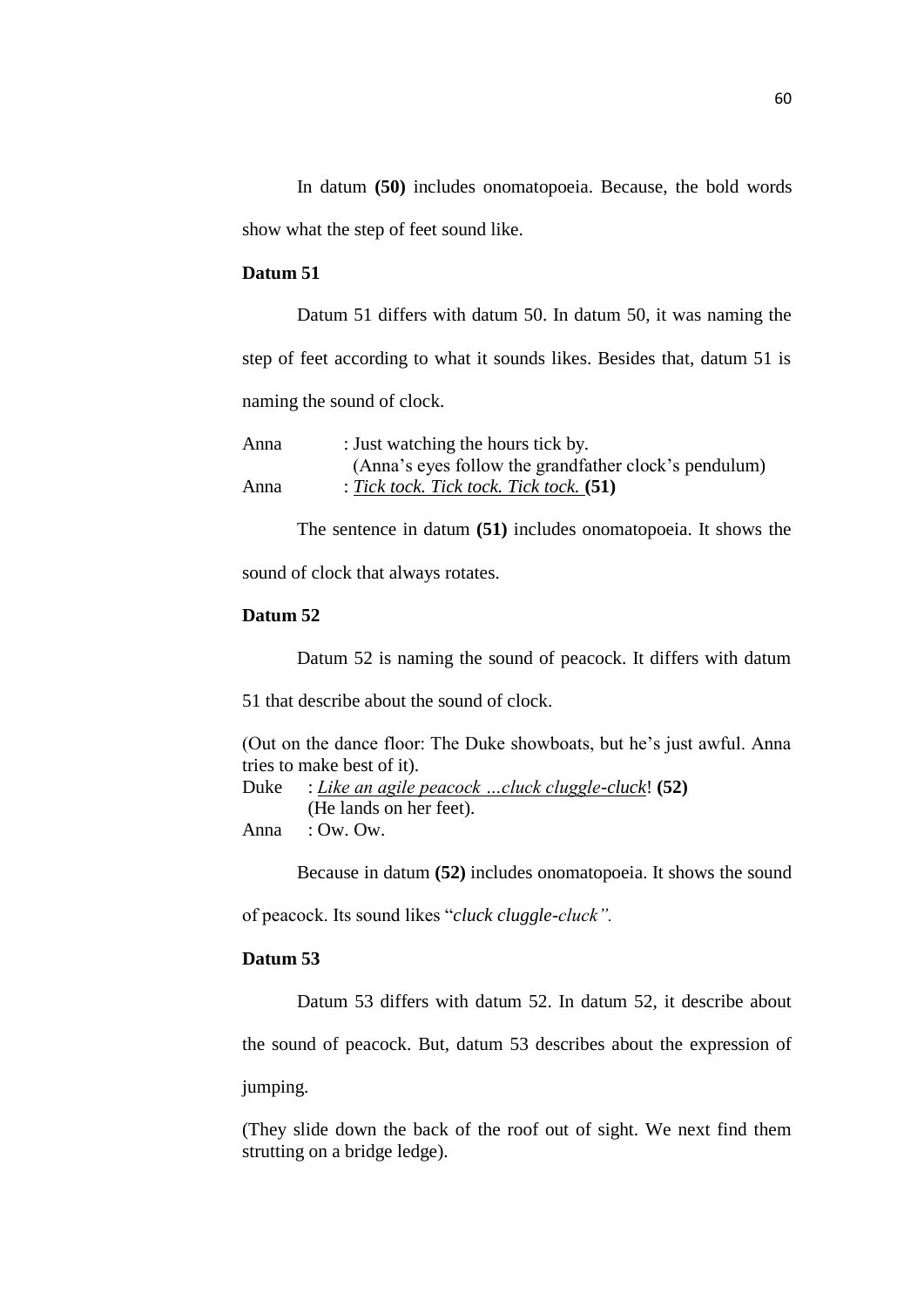In datum **(50)** includes onomatopoeia. Because, the bold words show what the step of feet sound like.

**Datum 51**

Datum 51 differs with datum 50. In datum 50, it was naming the step of feet according to what it sounds likes. Besides that, datum 51 is naming the sound of clock.

Anna : Just watching the hours tick by.
(Anna's eyes follow the grandfather clock's pendulum)
Anna : *Tick tock. Tick tock. Tick tock.* **(51)**

The sentence in datum **(51)** includes onomatopoeia. It shows the sound of clock that always rotates.

**Datum 52**

Datum 52 is naming the sound of peacock. It differs with datum 51 that describe about the sound of clock.

(Out on the dance floor: The Duke showboats, but he's just awful. Anna tries to make best of it).
Duke : *Like an agile peacock ...cluck cluggle-cluck*! **(52)**
(He lands on her feet).
Anna : Ow. Ow.

Because in datum **(52)** includes onomatopoeia. It shows the sound of peacock. Its sound likes "*cluck cluggle-cluck".*

**Datum 53**

Datum 53 differs with datum 52. In datum 52, it describe about the sound of peacock. But, datum 53 describes about the expression of jumping.

(They slide down the back of the roof out of sight. We next find them strutting on a bridge ledge).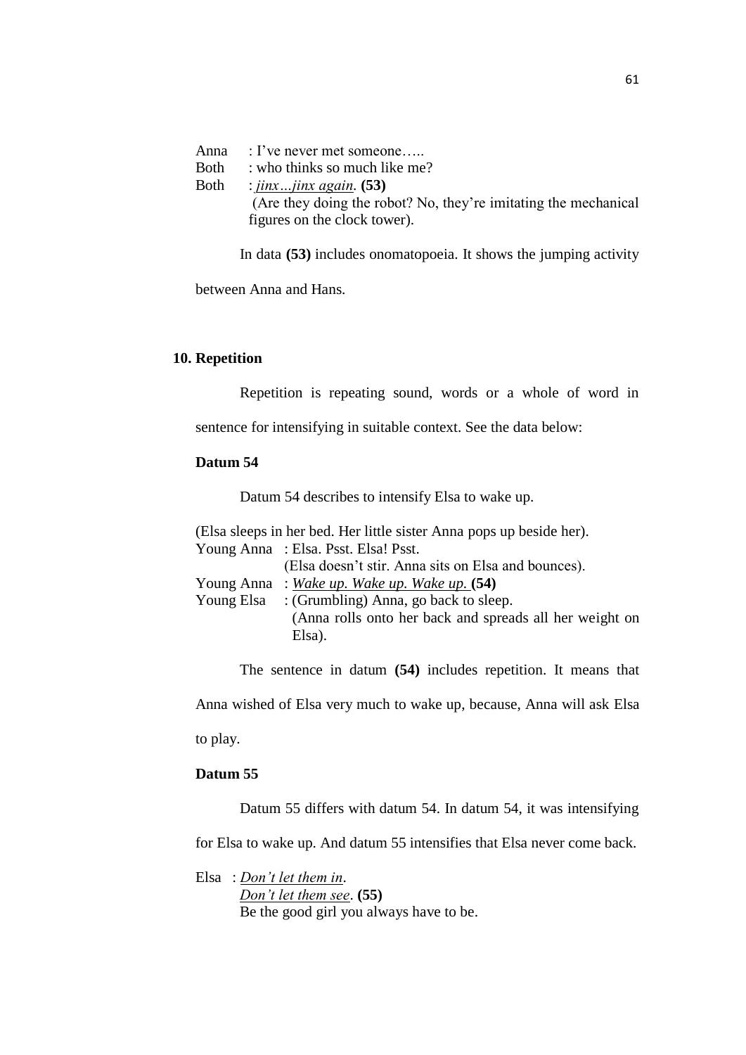Anna : I've never met someone…..
Both : who thinks so much like me?
Both : _jinx…jinx again_. **(53)**
(Are they doing the robot? No, they're imitating the mechanical figures on the clock tower).

In data **(53)** includes onomatopoeia. It shows the jumping activity between Anna and Hans.

## 10. Repetition

Repetition is repeating sound, words or a whole of word in sentence for intensifying in suitable context. See the data below:

**Datum 54**

Datum 54 describes to intensify Elsa to wake up.

(Elsa sleeps in her bed. Her little sister Anna pops up beside her).
Young Anna : Elsa. Psst. Elsa! Psst.
(Elsa doesn't stir. Anna sits on Elsa and bounces).
Young Anna : _Wake up. Wake up. Wake up._ **(54)**
Young Elsa : (Grumbling) Anna, go back to sleep.
(Anna rolls onto her back and spreads all her weight on Elsa).

The sentence in datum **(54)** includes repetition. It means that Anna wished of Elsa very much to wake up, because, Anna will ask Elsa to play.

**Datum 55**

Datum 55 differs with datum 54. In datum 54, it was intensifying for Elsa to wake up. And datum 55 intensifies that Elsa never come back.

Elsa : _Don't let them in_.
_Don't let them see_. **(55)**
Be the good girl you always have to be.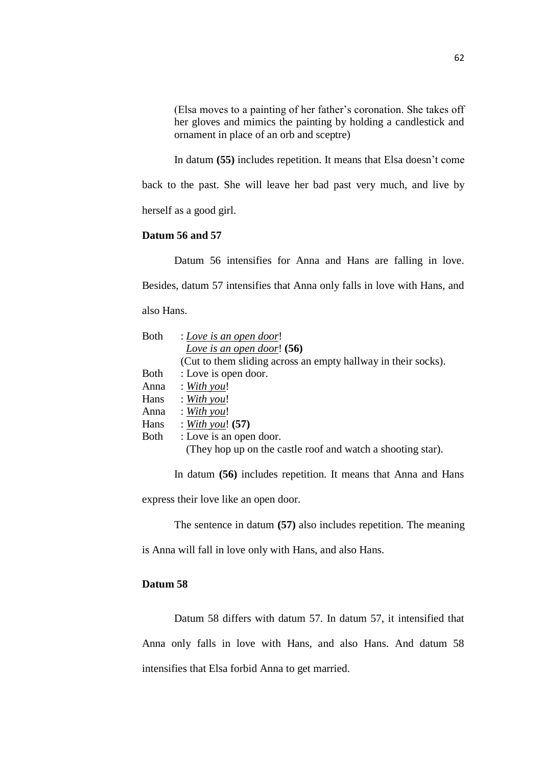(Elsa moves to a painting of her father's coronation. She takes off her gloves and mimics the painting by holding a candlestick and ornament in place of an orb and sceptre)

In datum **(55)** includes repetition. It means that Elsa doesn't come back to the past. She will leave her bad past very much, and live by herself as a good girl.

**Datum 56 and 57**

Datum 56 intensifies for Anna and Hans are falling in love. Besides, datum 57 intensifies that Anna only falls in love with Hans, and also Hans.

Both : <u>*Love is an open door*</u>!
<u>*Love is an open door*</u>! **(56)**
(Cut to them sliding across an empty hallway in their socks).
Both : Love is open door.
Anna : <u>*With you*</u>!
Hans : <u>*With you*</u>!
Anna : <u>*With you*</u>!
Hans : <u>*With you*</u>! **(57)**
Both : Love is an open door.
(They hop up on the castle roof and watch a shooting star).

In datum **(56)** includes repetition. It means that Anna and Hans express their love like an open door.

The sentence in datum **(57)** also includes repetition. The meaning is Anna will fall in love only with Hans, and also Hans.

**Datum 58**

Datum 58 differs with datum 57. In datum 57, it intensified that Anna only falls in love with Hans, and also Hans. And datum 58 intensifies that Elsa forbid Anna to get married.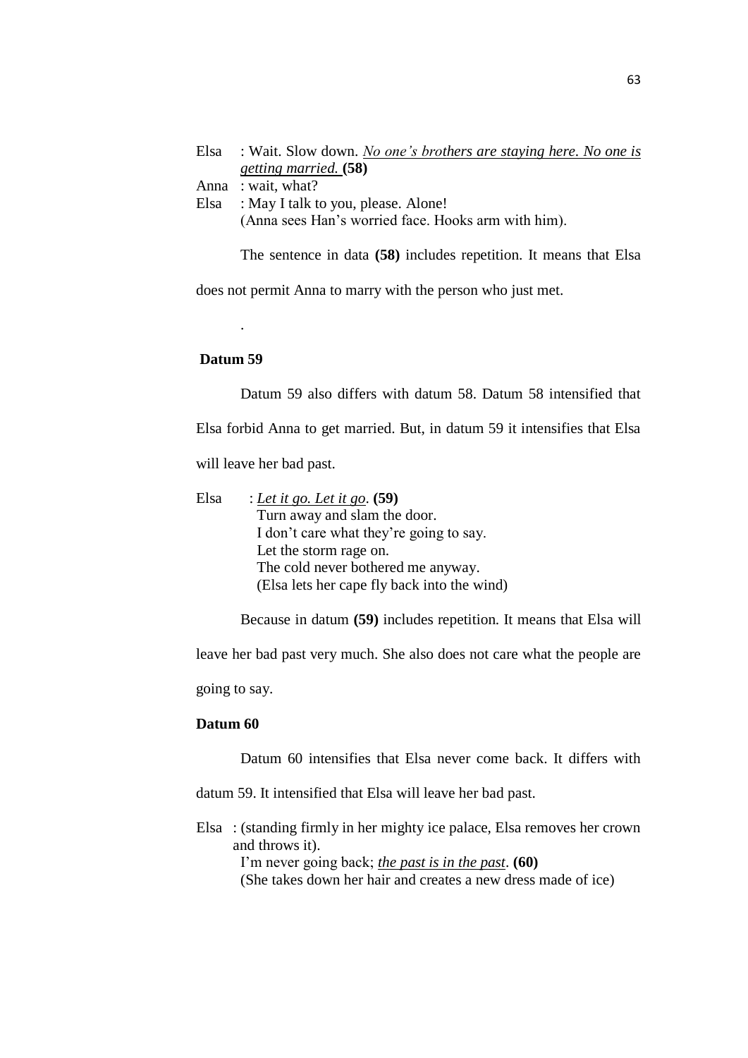Elsa : Wait. Slow down. *No one's brothers are staying here. No one is getting married.* **(58)**
Anna : wait, what?
Elsa : May I talk to you, please. Alone!
(Anna sees Han's worried face. Hooks arm with him).

The sentence in data **(58)** includes repetition. It means that Elsa does not permit Anna to marry with the person who just met.

.

**Datum 59**

Datum 59 also differs with datum 58. Datum 58 intensified that Elsa forbid Anna to get married. But, in datum 59 it intensifies that Elsa will leave her bad past.

Elsa : *Let it go. Let it go.* **(59)**
Turn away and slam the door.
I don't care what they're going to say.
Let the storm rage on.
The cold never bothered me anyway.
(Elsa lets her cape fly back into the wind)

Because in datum **(59)** includes repetition. It means that Elsa will leave her bad past very much. She also does not care what the people are going to say.

**Datum 60**

Datum 60 intensifies that Elsa never come back. It differs with datum 59. It intensified that Elsa will leave her bad past.

Elsa : (standing firmly in her mighty ice palace, Elsa removes her crown and throws it).
I'm never going back; *the past is in the past*. **(60)**
(She takes down her hair and creates a new dress made of ice)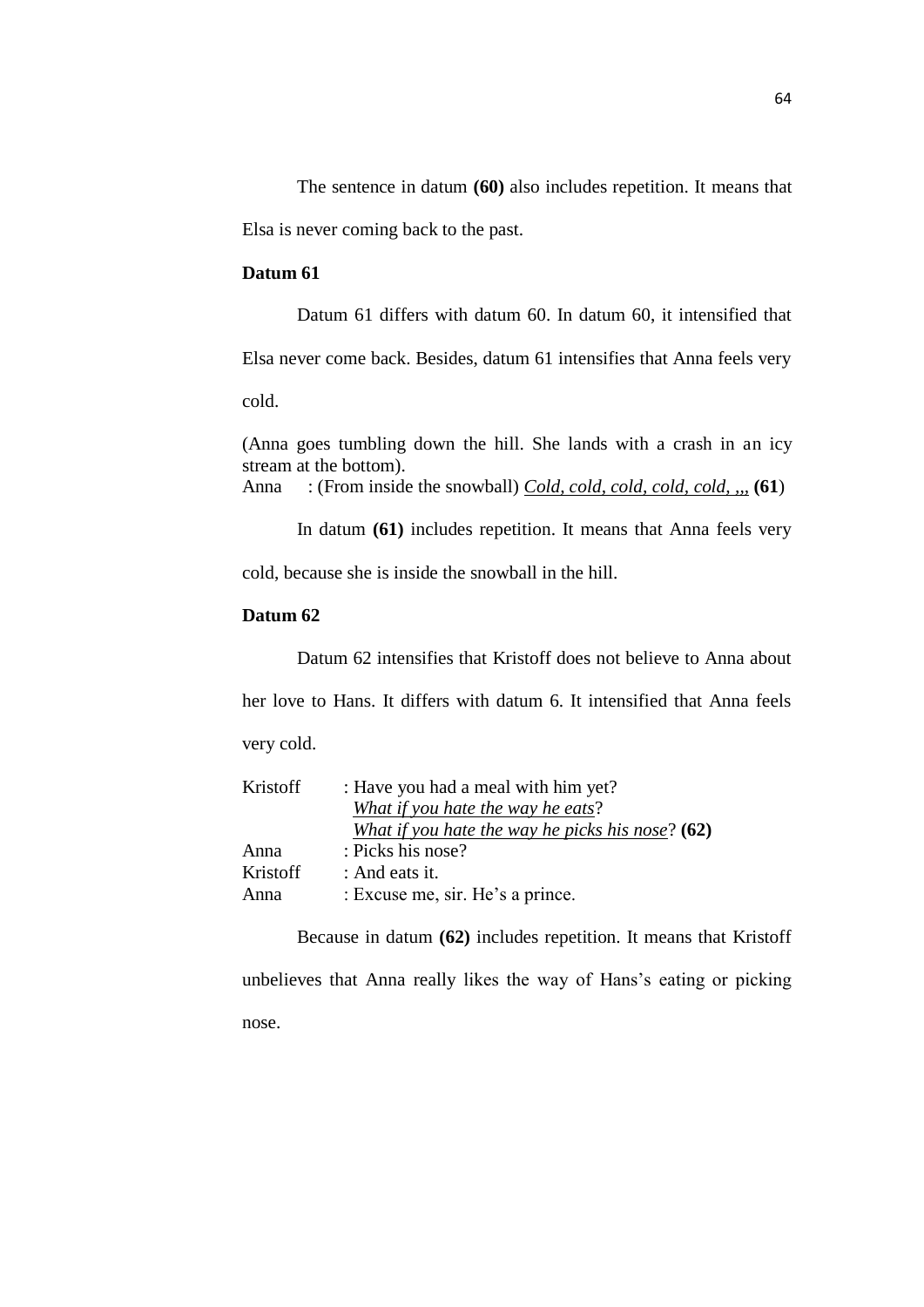The sentence in datum **(60)** also includes repetition. It means that Elsa is never coming back to the past.

**Datum 61**

Datum 61 differs with datum 60. In datum 60, it intensified that Elsa never come back. Besides, datum 61 intensifies that Anna feels very cold.

(Anna goes tumbling down the hill. She lands with a crash in an icy stream at the bottom).
Anna : (From inside the snowball) <u>*Cold, cold, cold, cold, cold, ,,,*</u> **(61)**

In datum **(61)** includes repetition. It means that Anna feels very cold, because she is inside the snowball in the hill.

**Datum 62**

Datum 62 intensifies that Kristoff does not believe to Anna about her love to Hans. It differs with datum 6. It intensified that Anna feels very cold.

Kristoff : Have you had a meal with him yet?
<u>*What if you hate the way he eats*</u>?
<u>*What if you hate the way he picks his nose*</u>? **(62)**
Anna : Picks his nose?
Kristoff : And eats it.
Anna : Excuse me, sir. He's a prince.

Because in datum **(62)** includes repetition. It means that Kristoff unbelieves that Anna really likes the way of Hans's eating or picking nose.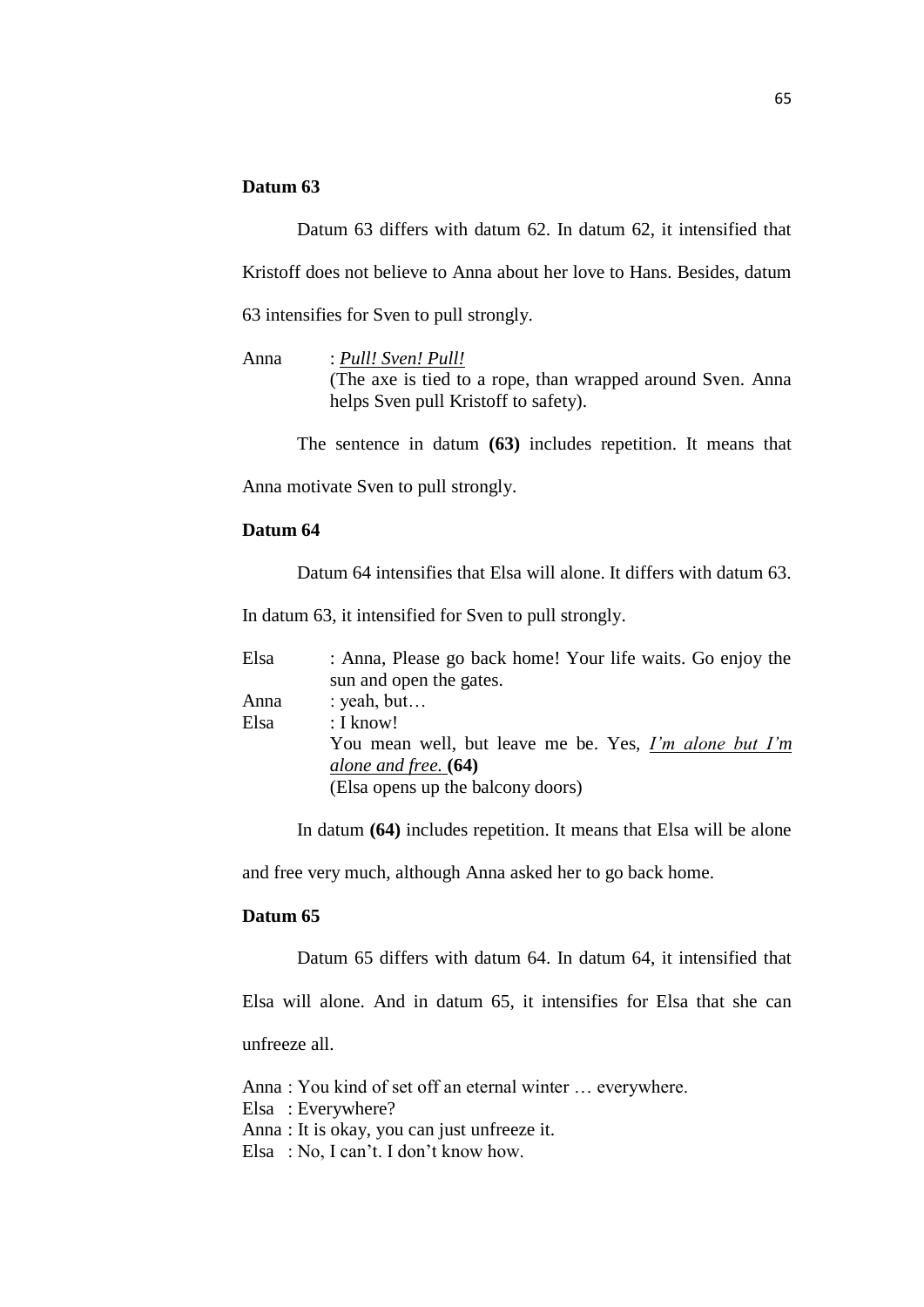**Datum 63**

Datum 63 differs with datum 62. In datum 62, it intensified that Kristoff does not believe to Anna about her love to Hans. Besides, datum 63 intensifies for Sven to pull strongly.

Anna : _Pull! Sven! Pull!_
(The axe is tied to a rope, than wrapped around Sven. Anna helps Sven pull Kristoff to safety).

The sentence in datum **(63)** includes repetition. It means that Anna motivate Sven to pull strongly.

**Datum 64**

Datum 64 intensifies that Elsa will alone. It differs with datum 63. In datum 63, it intensified for Sven to pull strongly.

Elsa : Anna, Please go back home! Your life waits. Go enjoy the sun and open the gates.
Anna : yeah, but…
Elsa : I know!
You mean well, but leave me be. Yes, _I'm alone but I'm alone and free._ **(64)**
(Elsa opens up the balcony doors)

In datum **(64)** includes repetition. It means that Elsa will be alone and free very much, although Anna asked her to go back home.

**Datum 65**

Datum 65 differs with datum 64. In datum 64, it intensified that Elsa will alone. And in datum 65, it intensifies for Elsa that she can unfreeze all.

Anna : You kind of set off an eternal winter … everywhere.
Elsa : Everywhere?
Anna : It is okay, you can just unfreeze it.
Elsa : No, I can't. I don't know how.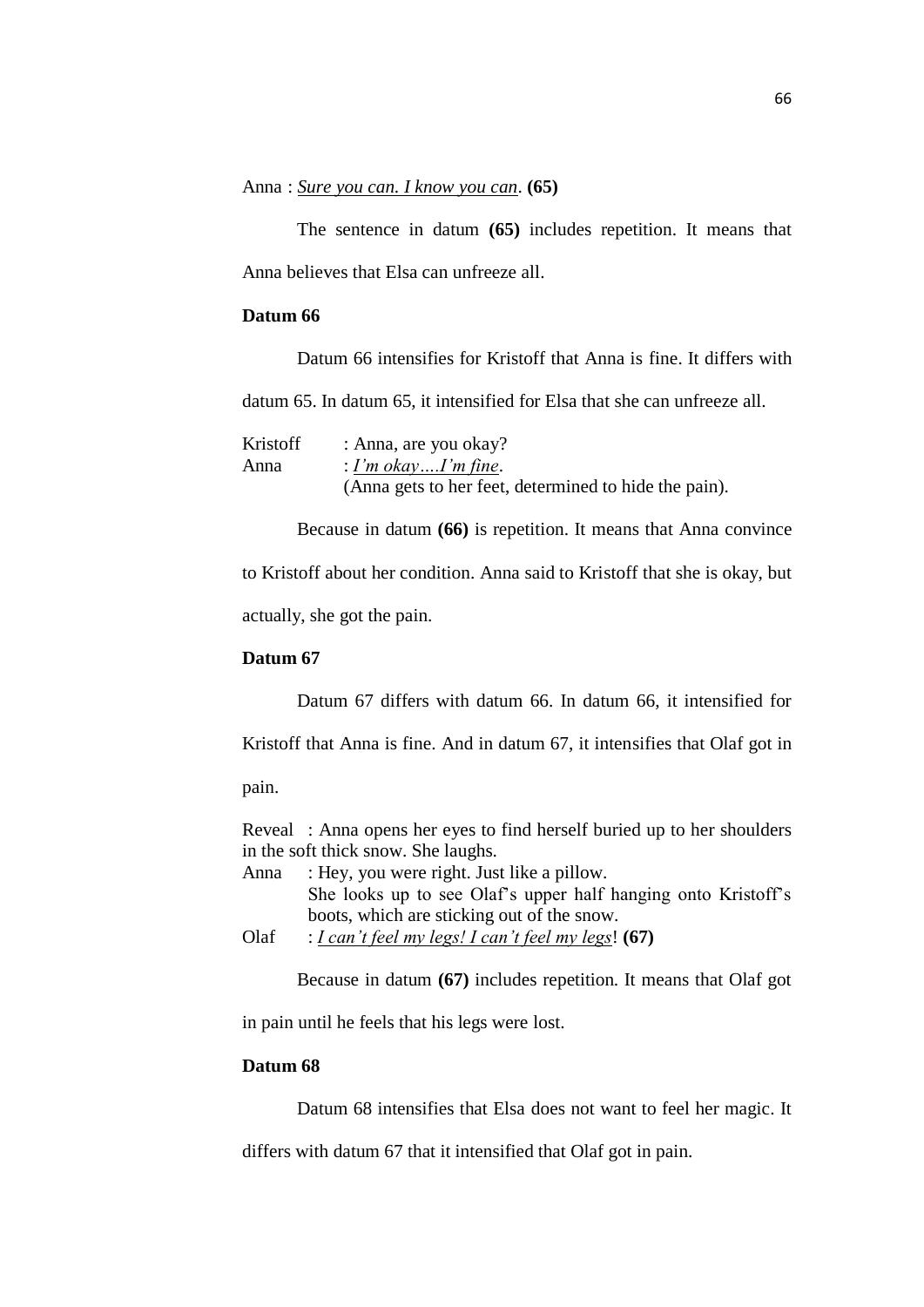Anna : <u>*Sure you can. I know you can*</u>. **(65)**

The sentence in datum **(65)** includes repetition. It means that Anna believes that Elsa can unfreeze all.

**Datum 66**

Datum 66 intensifies for Kristoff that Anna is fine. It differs with datum 65. In datum 65, it intensified for Elsa that she can unfreeze all.

Kristoff : Anna, are you okay?
Anna : <u>*I'm okay….I'm fine*</u>.
(Anna gets to her feet, determined to hide the pain).

Because in datum **(66)** is repetition. It means that Anna convince to Kristoff about her condition. Anna said to Kristoff that she is okay, but actually, she got the pain.

**Datum 67**

Datum 67 differs with datum 66. In datum 66, it intensified for Kristoff that Anna is fine. And in datum 67, it intensifies that Olaf got in pain.

Reveal : Anna opens her eyes to find herself buried up to her shoulders in the soft thick snow. She laughs.
Anna : Hey, you were right. Just like a pillow.
She looks up to see Olaf's upper half hanging onto Kristoff's boots, which are sticking out of the snow.
Olaf : <u>*I can't feel my legs! I can't feel my legs*</u>! **(67)**

Because in datum **(67)** includes repetition. It means that Olaf got in pain until he feels that his legs were lost.

**Datum 68**

Datum 68 intensifies that Elsa does not want to feel her magic. It differs with datum 67 that it intensified that Olaf got in pain.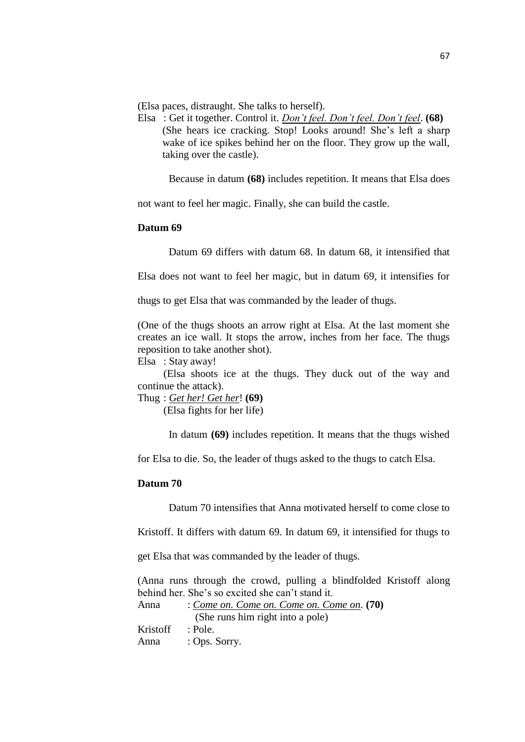(Elsa paces, distraught. She talks to herself).

Elsa : Get it together. Control it. *Don’t feel. Don’t feel. Don’t feel*. **(68)**
(She hears ice cracking. Stop! Looks around! She’s left a sharp wake of ice spikes behind her on the floor. They grow up the wall, taking over the castle).

Because in datum **(68)** includes repetition. It means that Elsa does not want to feel her magic. Finally, she can build the castle.

### Datum 69

Datum 69 differs with datum 68. In datum 68, it intensified that Elsa does not want to feel her magic, but in datum 69, it intensifies for thugs to get Elsa that was commanded by the leader of thugs.

(One of the thugs shoots an arrow right at Elsa. At the last moment she creates an ice wall. It stops the arrow, inches from her face. The thugs reposition to take another shot).

Elsa : Stay away!
(Elsa shoots ice at the thugs. They duck out of the way and continue the attack).

Thug : *Get her! Get her*! **(69)**
(Elsa fights for her life)

In datum **(69)** includes repetition. It means that the thugs wished for Elsa to die. So, the leader of thugs asked to the thugs to catch Elsa.

### Datum 70

Datum 70 intensifies that Anna motivated herself to come close to Kristoff. It differs with datum 69. In datum 69, it intensified for thugs to get Elsa that was commanded by the leader of thugs.

(Anna runs through the crowd, pulling a blindfolded Kristoff along behind her. She’s so excited she can’t stand it.

Anna : *Come on. Come on. Come on. Come on*. **(70)**
(She runs him right into a pole)

Kristoff : Pole.

Anna : Ops. Sorry.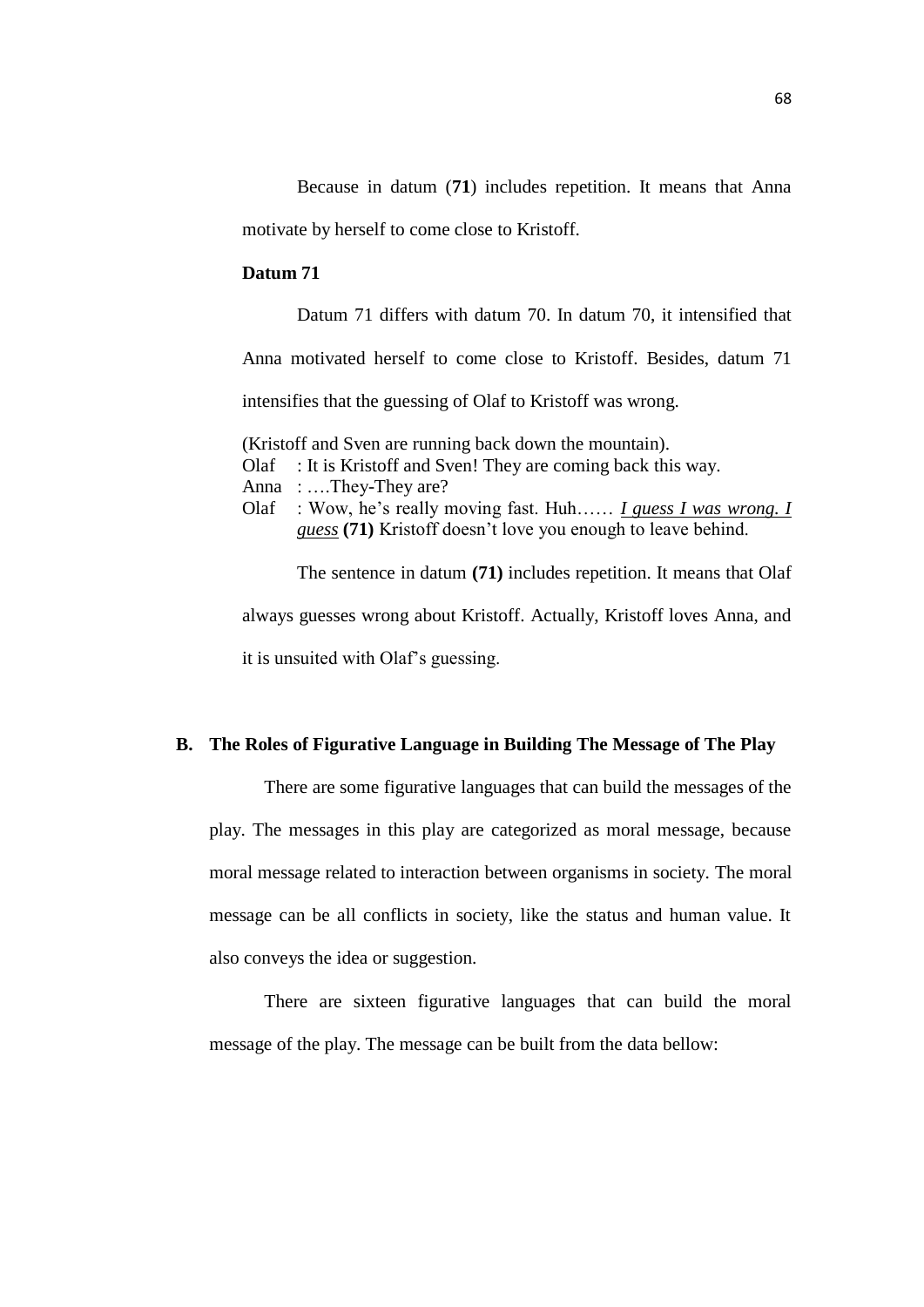Because in datum (**71**) includes repetition. It means that Anna motivate by herself to come close to Kristoff.

**Datum 71**

Datum 71 differs with datum 70. In datum 70, it intensified that Anna motivated herself to come close to Kristoff. Besides, datum 71 intensifies that the guessing of Olaf to Kristoff was wrong.

(Kristoff and Sven are running back down the mountain).
Olaf : It is Kristoff and Sven! They are coming back this way.
Anna : ….They-They are?
Olaf : Wow, he's really moving fast. Huh…… ***I guess I was wrong. I guess*** **(71)** Kristoff doesn't love you enough to leave behind.

The sentence in datum **(71)** includes repetition. It means that Olaf always guesses wrong about Kristoff. Actually, Kristoff loves Anna, and it is unsuited with Olaf's guessing.

## B. The Roles of Figurative Language in Building The Message of The Play

There are some figurative languages that can build the messages of the play. The messages in this play are categorized as moral message, because moral message related to interaction between organisms in society. The moral message can be all conflicts in society, like the status and human value. It also conveys the idea or suggestion.

There are sixteen figurative languages that can build the moral message of the play. The message can be built from the data bellow: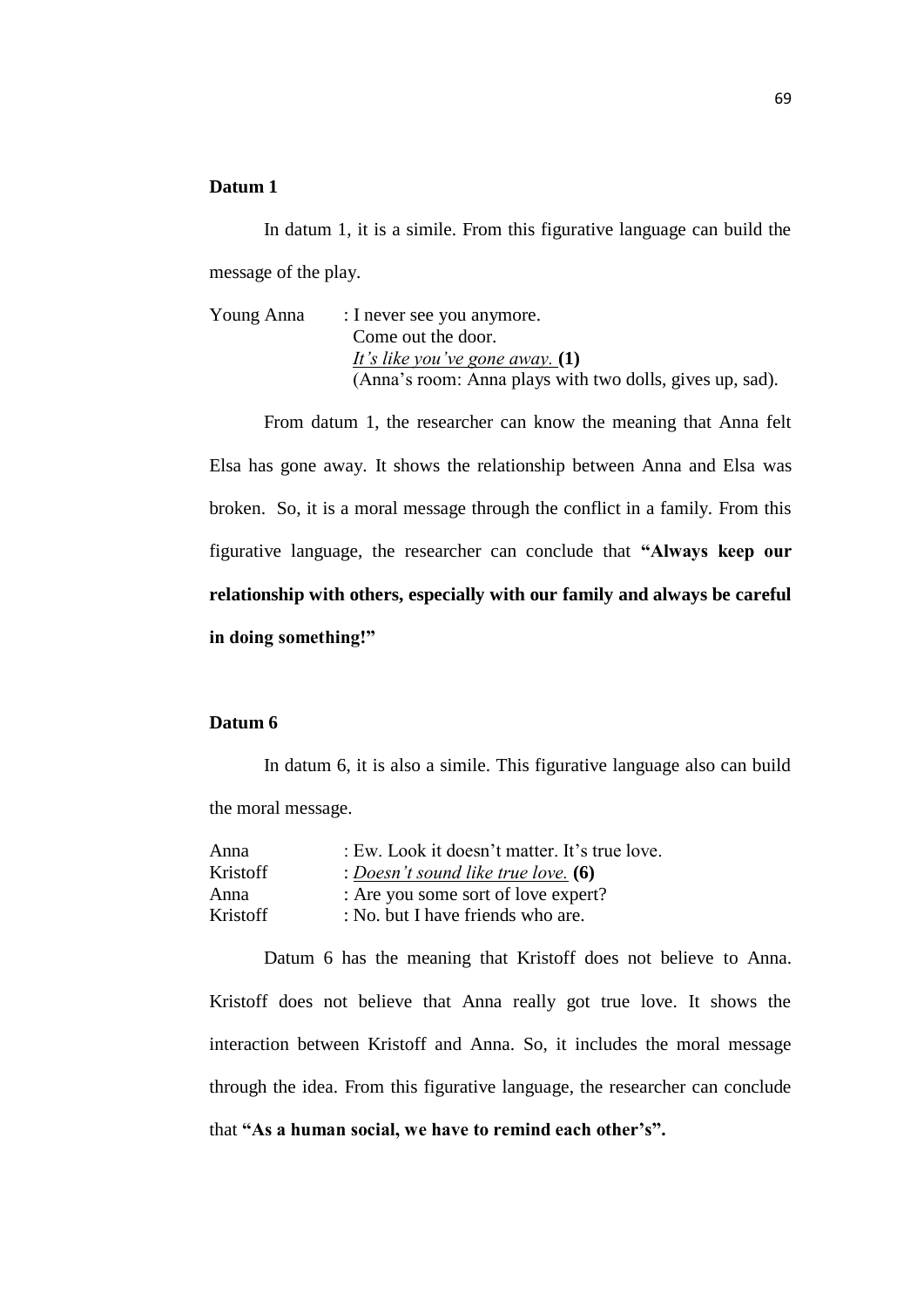**Datum 1**

In datum 1, it is a simile. From this figurative language can build the message of the play.

Young Anna : I never see you anymore.
Come out the door.
*It's like you've gone away.* **(1)**
(Anna's room: Anna plays with two dolls, gives up, sad).

From datum 1, the researcher can know the meaning that Anna felt Elsa has gone away. It shows the relationship between Anna and Elsa was broken. So, it is a moral message through the conflict in a family. From this figurative language, the researcher can conclude that **"Always keep our relationship with others, especially with our family and always be careful in doing something!"**

**Datum 6**

In datum 6, it is also a simile. This figurative language also can build the moral message.

Anna : Ew. Look it doesn't matter. It's true love.
Kristoff : *Doesn't sound like true love.* **(6)**
Anna : Are you some sort of love expert?
Kristoff : No. but I have friends who are.

Datum 6 has the meaning that Kristoff does not believe to Anna. Kristoff does not believe that Anna really got true love. It shows the interaction between Kristoff and Anna. So, it includes the moral message through the idea. From this figurative language, the researcher can conclude that **"As a human social, we have to remind each other's".**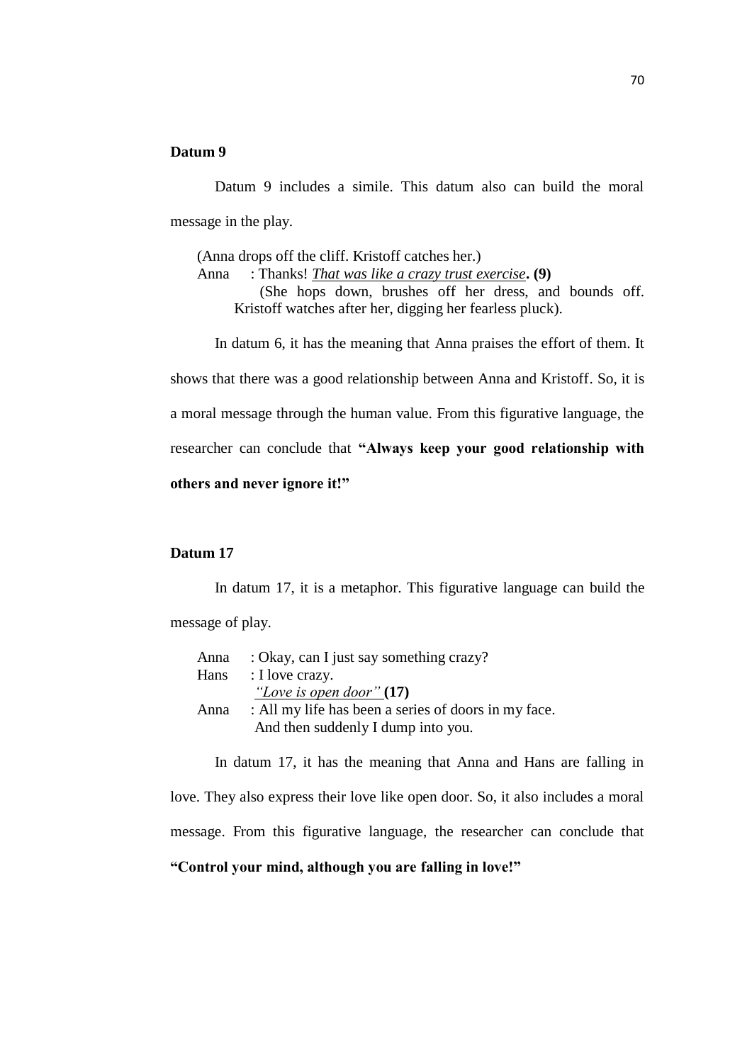**Datum 9**

Datum 9 includes a simile. This datum also can build the moral message in the play.

> (Anna drops off the cliff. Kristoff catches her.)
> Anna : Thanks! <u>*That was like a crazy trust exercise*</u>**. (9)**
> (She hops down, brushes off her dress, and bounds off. Kristoff watches after her, digging her fearless pluck).

In datum 6, it has the meaning that Anna praises the effort of them. It shows that there was a good relationship between Anna and Kristoff. So, it is a moral message through the human value. From this figurative language, the researcher can conclude that **"Always keep your good relationship with others and never ignore it!"**

**Datum 17**

In datum 17, it is a metaphor. This figurative language can build the message of play.

> Anna : Okay, can I just say something crazy?
> Hans : I love crazy.
> <u>*"Love is open door"*</u> **(17)**
> Anna : All my life has been a series of doors in my face.
> And then suddenly I dump into you.

In datum 17, it has the meaning that Anna and Hans are falling in love. They also express their love like open door. So, it also includes a moral message. From this figurative language, the researcher can conclude that **"Control your mind, although you are falling in love!"**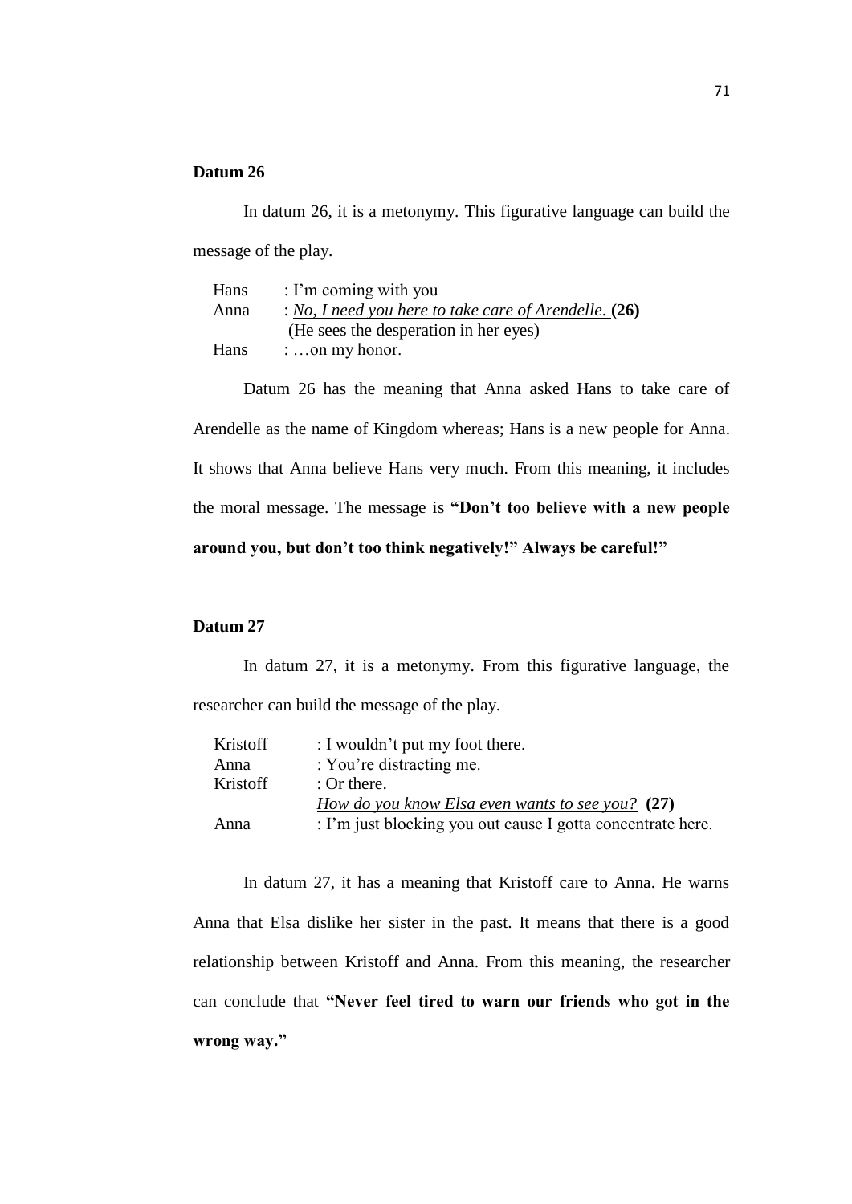**Datum 26**

In datum 26, it is a metonymy. This figurative language can build the message of the play.

| | |
|---|---|
| Hans | : I'm coming with you |
| Anna | : *No, I need you here to take care of Arendelle.* **(26)** |
| | (He sees the desperation in her eyes) |
| Hans | : …on my honor. |

Datum 26 has the meaning that Anna asked Hans to take care of Arendelle as the name of Kingdom whereas; Hans is a new people for Anna. It shows that Anna believe Hans very much. From this meaning, it includes the moral message. The message is **"Don't too believe with a new people around you, but don't too think negatively!" Always be careful!"**

**Datum 27**

In datum 27, it is a metonymy. From this figurative language, the researcher can build the message of the play.

| | |
|---|---|
| Kristoff | : I wouldn't put my foot there. |
| Anna | : You're distracting me. |
| Kristoff | : Or there. |
| | *How do you know Elsa even wants to see you?* **(27)** |
| Anna | : I'm just blocking you out cause I gotta concentrate here. |

In datum 27, it has a meaning that Kristoff care to Anna. He warns Anna that Elsa dislike her sister in the past. It means that there is a good relationship between Kristoff and Anna. From this meaning, the researcher can conclude that **"Never feel tired to warn our friends who got in the wrong way."**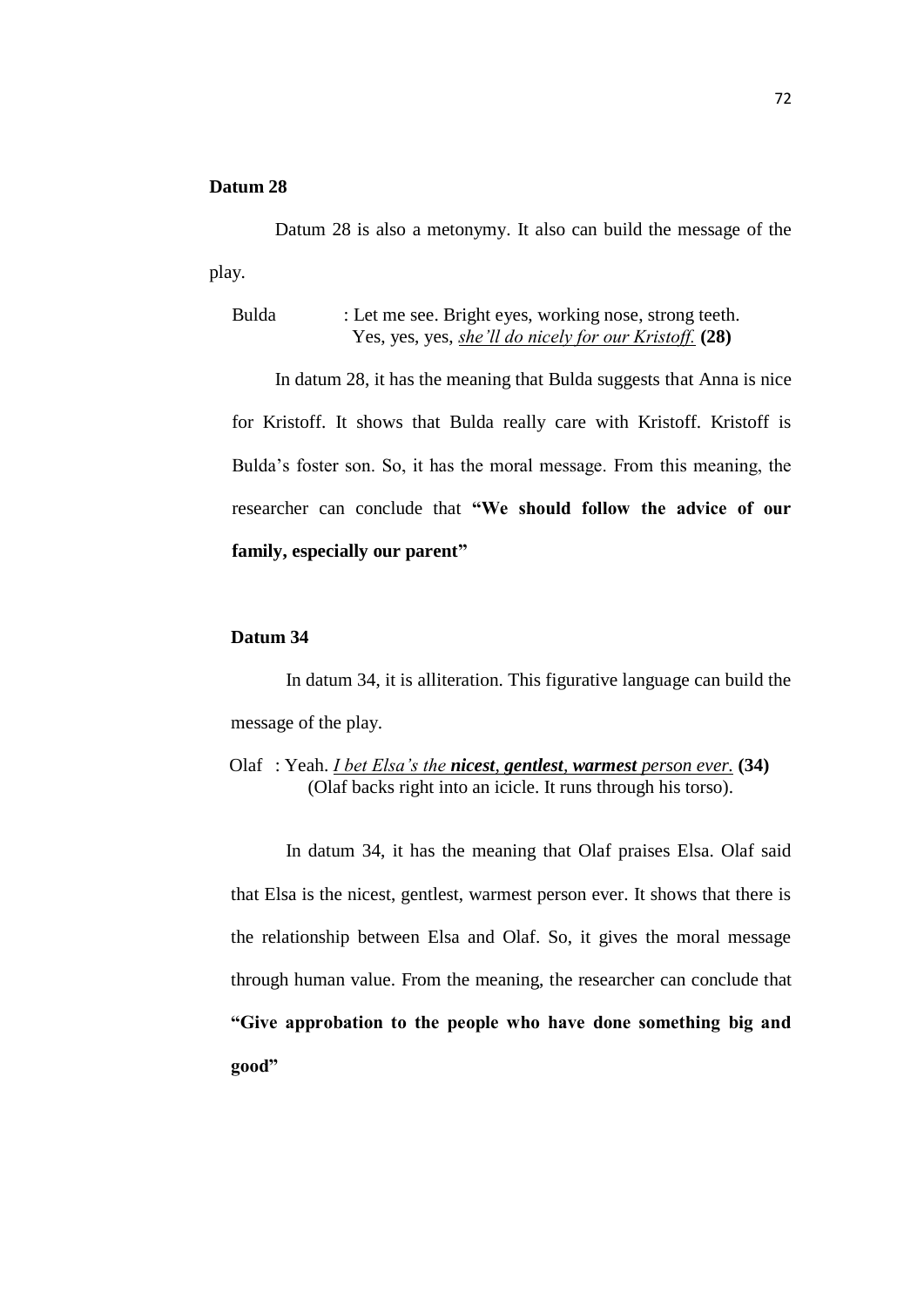**Datum 28**

Datum 28 is also a metonymy. It also can build the message of the play.

Bulda : Let me see. Bright eyes, working nose, strong teeth.
Yes, yes, yes, *she'll do nicely for our Kristoff.* **(28)**

In datum 28, it has the meaning that Bulda suggests that Anna is nice for Kristoff. It shows that Bulda really care with Kristoff. Kristoff is Bulda's foster son. So, it has the moral message. From this meaning, the researcher can conclude that **"We should follow the advice of our family, especially our parent"**

**Datum 34**

In datum 34, it is alliteration. This figurative language can build the message of the play.

Olaf : Yeah. *I bet Elsa's the* ***nicest, gentlest, warmest*** *person ever.* **(34)**
(Olaf backs right into an icicle. It runs through his torso).

In datum 34, it has the meaning that Olaf praises Elsa. Olaf said that Elsa is the nicest, gentlest, warmest person ever. It shows that there is the relationship between Elsa and Olaf. So, it gives the moral message through human value. From the meaning, the researcher can conclude that **"Give approbation to the people who have done something big and good"**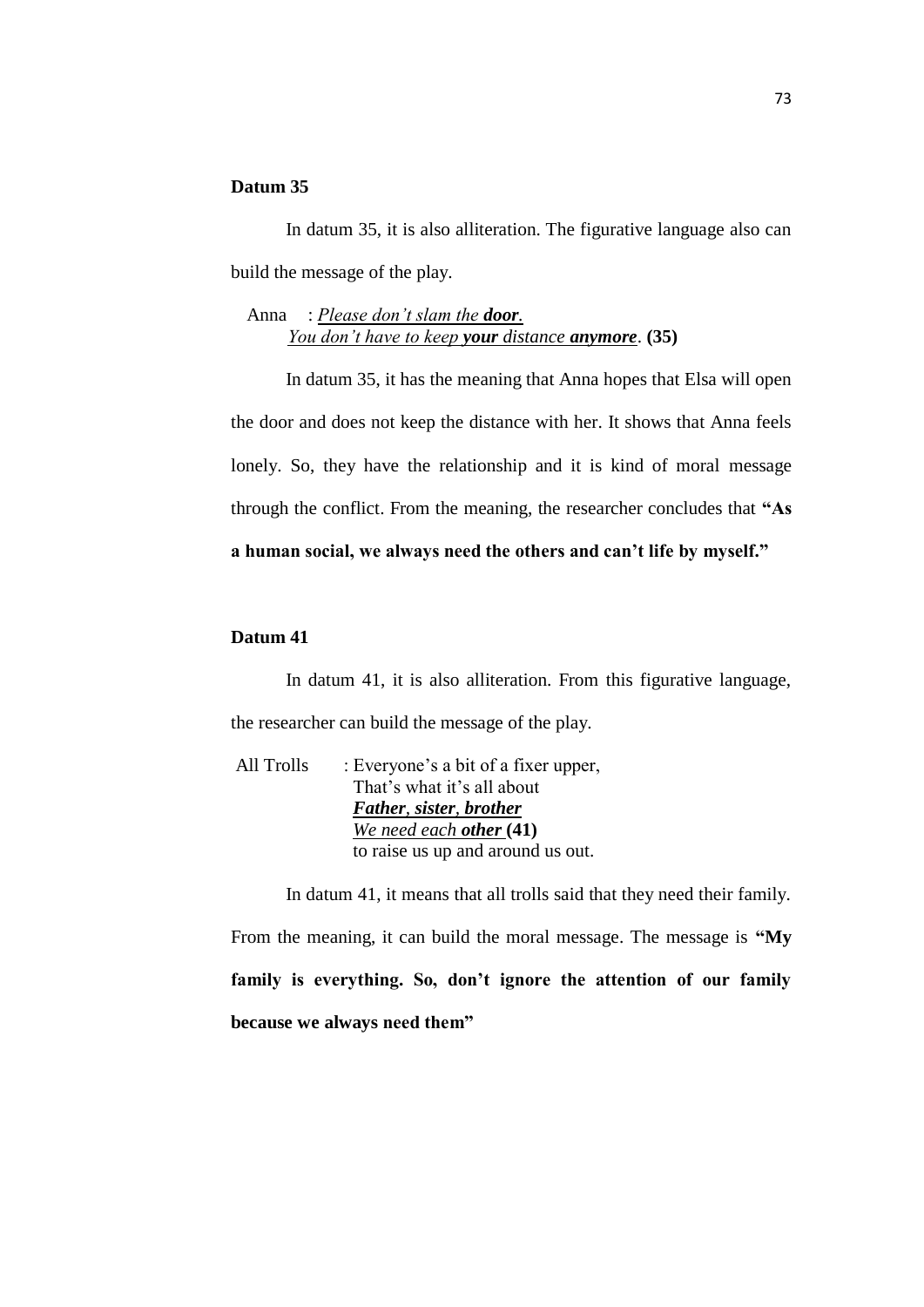**Datum 35**

In datum 35, it is also alliteration. The figurative language also can build the message of the play.

Anna : <u>*Please don't slam the **door**.*</u>
<u>*You don't have to keep **your** distance **anymore***</u>. **(35)**

In datum 35, it has the meaning that Anna hopes that Elsa will open the door and does not keep the distance with her. It shows that Anna feels lonely. So, they have the relationship and it is kind of moral message through the conflict. From the meaning, the researcher concludes that **"As a human social, we always need the others and can't life by myself."**

**Datum 41**

In datum 41, it is also alliteration. From this figurative language, the researcher can build the message of the play.

All Trolls : Everyone's a bit of a fixer upper,
That's what it's all about
<u>***Father*, *sister*, *brother***</u>
<u>*We need each **other***</u> **(41)**
to raise us up and around us out.

In datum 41, it means that all trolls said that they need their family. From the meaning, it can build the moral message. The message is **"My family is everything. So, don't ignore the attention of our family because we always need them"**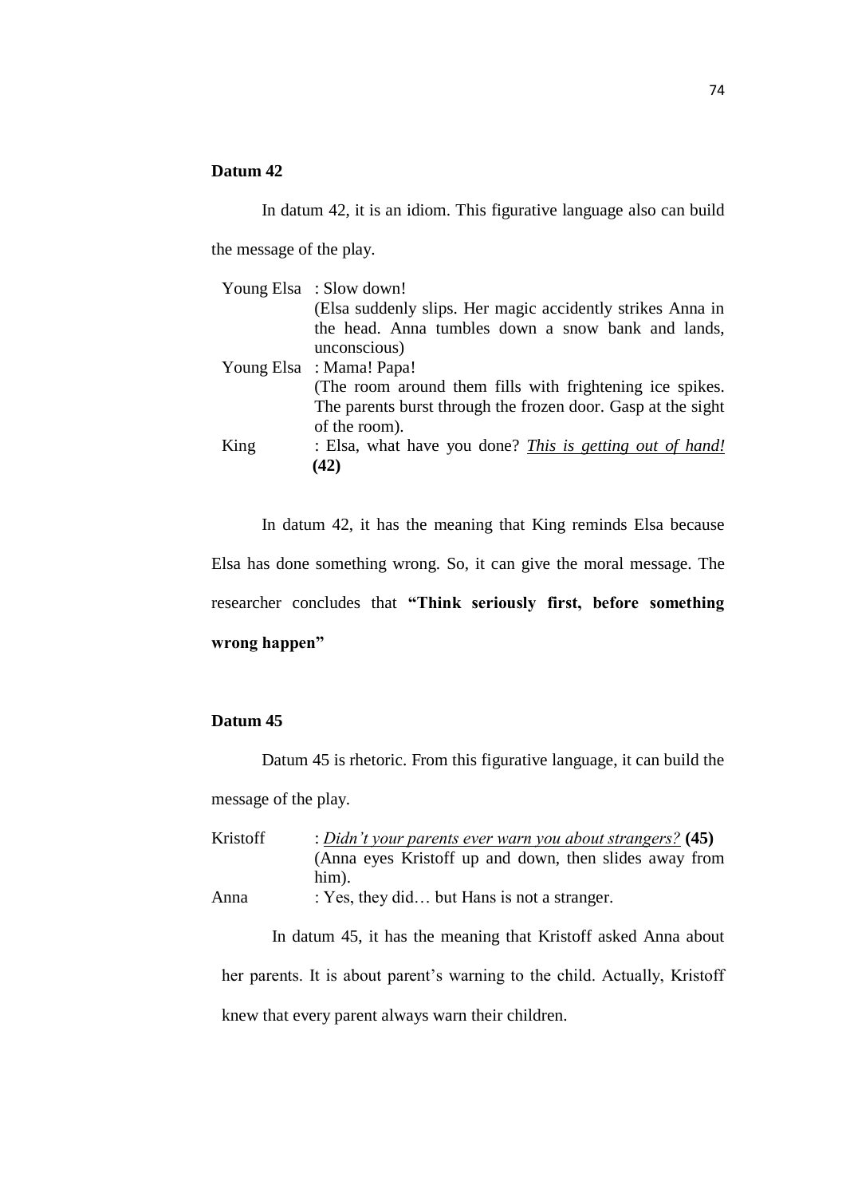**Datum 42**

In datum 42, it is an idiom. This figurative language also can build the message of the play.

Young Elsa : Slow down!
(Elsa suddenly slips. Her magic accidently strikes Anna in the head. Anna tumbles down a snow bank and lands, unconscious)
Young Elsa : Mama! Papa!
(The room around them fills with frightening ice spikes. The parents burst through the frozen door. Gasp at the sight of the room).
King : Elsa, what have you done? *This is getting out of hand!* **(42)**

In datum 42, it has the meaning that King reminds Elsa because Elsa has done something wrong. So, it can give the moral message. The researcher concludes that **"Think seriously first, before something wrong happen"**

**Datum 45**

Datum 45 is rhetoric. From this figurative language, it can build the message of the play.

Kristoff : *Didn't your parents ever warn you about strangers?* **(45)**
(Anna eyes Kristoff up and down, then slides away from him).
Anna : Yes, they did… but Hans is not a stranger.

In datum 45, it has the meaning that Kristoff asked Anna about her parents. It is about parent's warning to the child. Actually, Kristoff knew that every parent always warn their children.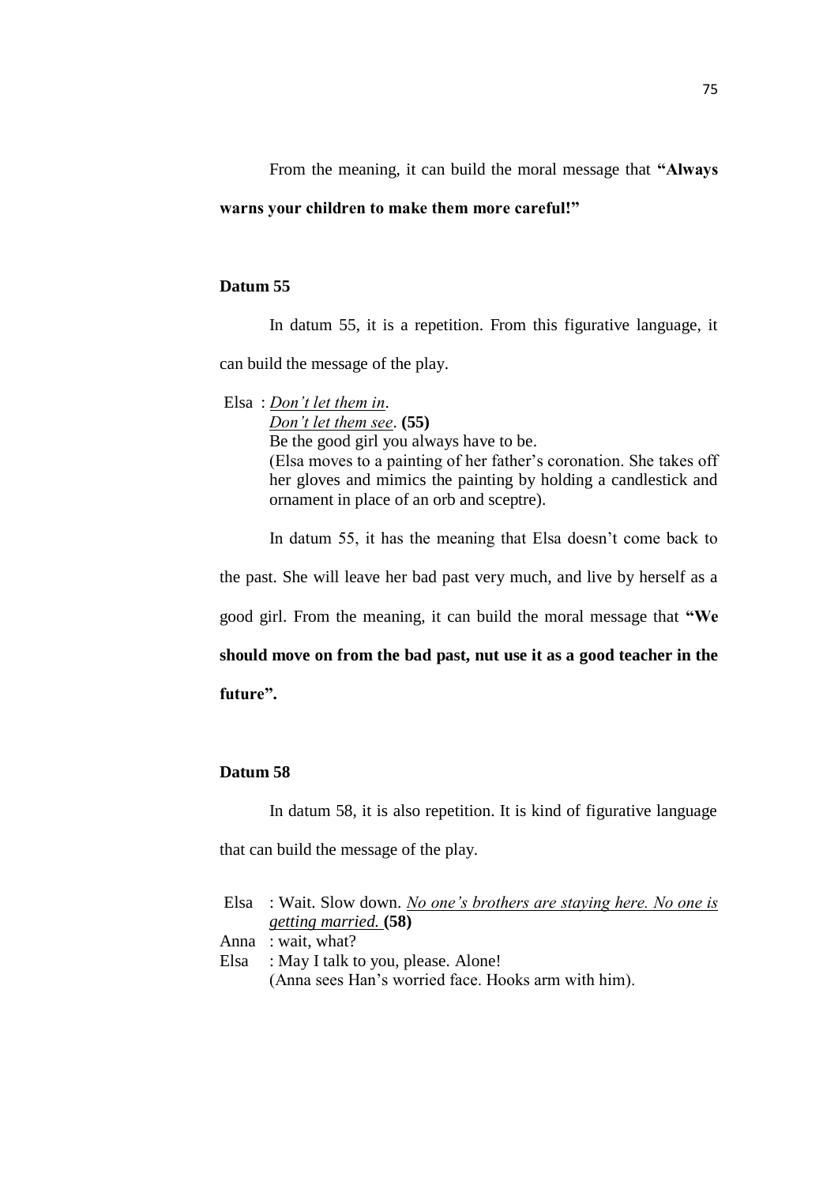From the meaning, it can build the moral message that **"Always warns your children to make them more careful!"**

**Datum 55**

In datum 55, it is a repetition. From this figurative language, it can build the message of the play.

Elsa : *Don't let them in*.
*Don't let them see*. **(55)**
Be the good girl you always have to be.
(Elsa moves to a painting of her father's coronation. She takes off her gloves and mimics the painting by holding a candlestick and ornament in place of an orb and sceptre).

In datum 55, it has the meaning that Elsa doesn't come back to the past. She will leave her bad past very much, and live by herself as a good girl. From the meaning, it can build the moral message that **"We should move on from the bad past, nut use it as a good teacher in the future".**

**Datum 58**

In datum 58, it is also repetition. It is kind of figurative language that can build the message of the play.

Elsa : Wait. Slow down. *No one's brothers are staying here. No one is getting married.* **(58)**
Anna : wait, what?
Elsa : May I talk to you, please. Alone!
(Anna sees Han's worried face. Hooks arm with him).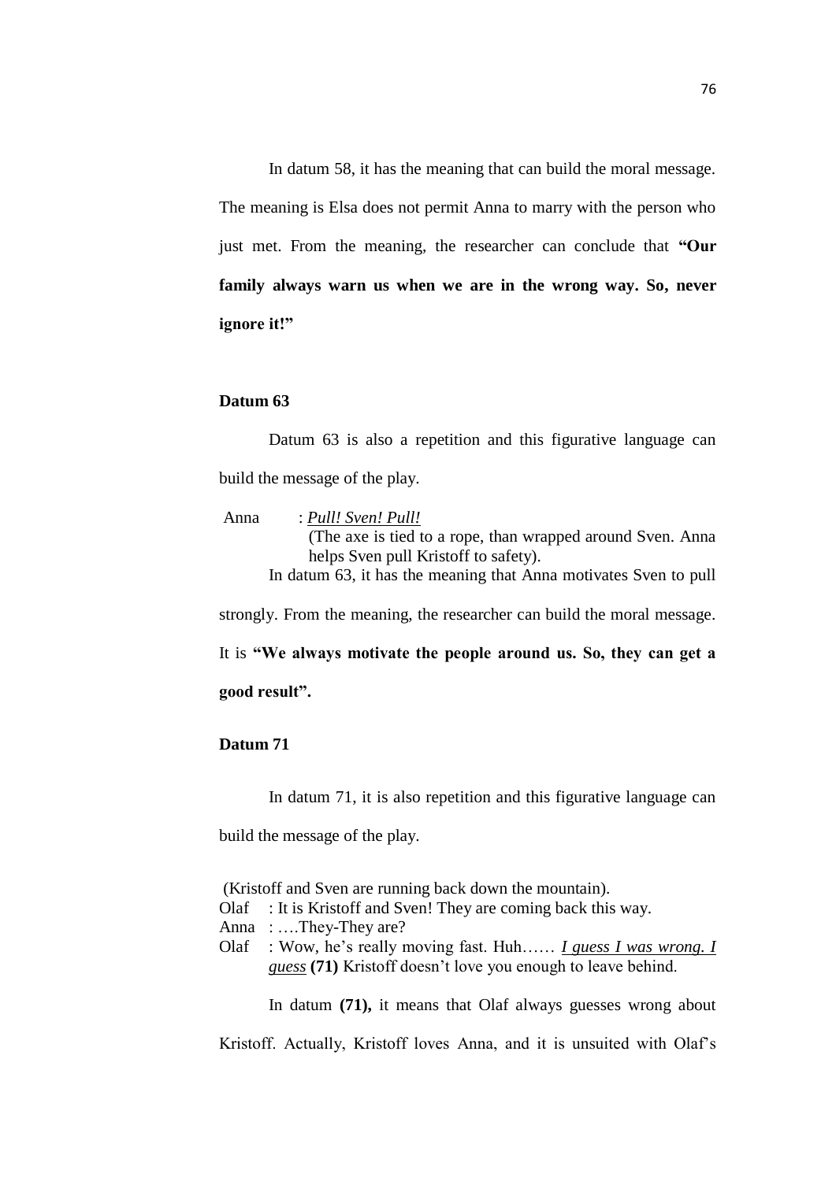In datum 58, it has the meaning that can build the moral message. The meaning is Elsa does not permit Anna to marry with the person who just met. From the meaning, the researcher can conclude that **"Our family always warn us when we are in the wrong way. So, never ignore it!"**

**Datum 63**

Datum 63 is also a repetition and this figurative language can build the message of the play.

Anna : *<u>Pull! Sven! Pull!</u>*
(The axe is tied to a rope, than wrapped around Sven. Anna helps Sven pull Kristoff to safety).

In datum 63, it has the meaning that Anna motivates Sven to pull strongly. From the meaning, the researcher can build the moral message. It is **"We always motivate the people around us. So, they can get a good result".**

**Datum 71**

In datum 71, it is also repetition and this figurative language can build the message of the play.

(Kristoff and Sven are running back down the mountain).
Olaf : It is Kristoff and Sven! They are coming back this way.
Anna : ….They-They are?
Olaf : Wow, he's really moving fast. Huh…… *<u>I guess I was wrong. I guess</u>* **(71)** Kristoff doesn't love you enough to leave behind.

In datum **(71),** it means that Olaf always guesses wrong about Kristoff. Actually, Kristoff loves Anna, and it is unsuited with Olaf's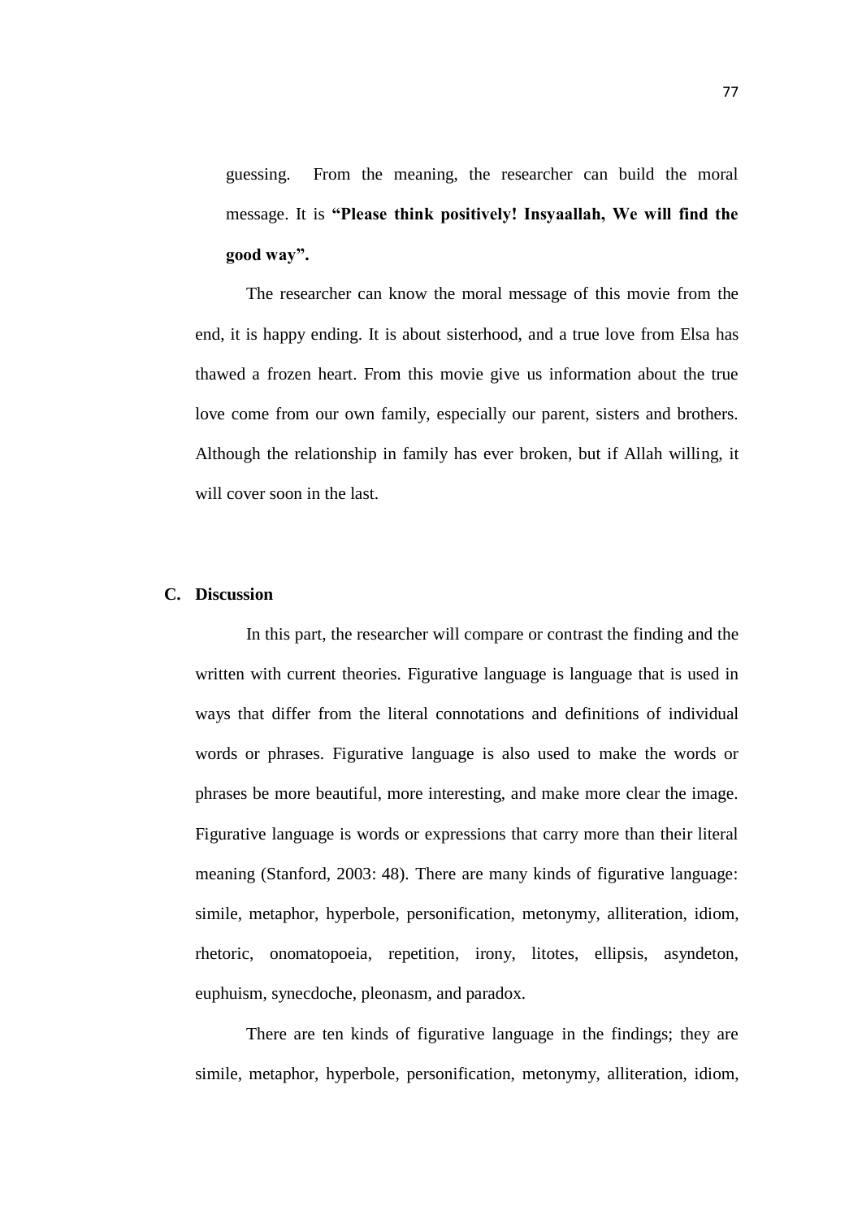guessing. From the meaning, the researcher can build the moral message. It is **"Please think positively! Insyaallah, We will find the good way".**

The researcher can know the moral message of this movie from the end, it is happy ending. It is about sisterhood, and a true love from Elsa has thawed a frozen heart. From this movie give us information about the true love come from our own family, especially our parent, sisters and brothers. Although the relationship in family has ever broken, but if Allah willing, it will cover soon in the last.

## C. Discussion

In this part, the researcher will compare or contrast the finding and the written with current theories. Figurative language is language that is used in ways that differ from the literal connotations and definitions of individual words or phrases. Figurative language is also used to make the words or phrases be more beautiful, more interesting, and make more clear the image. Figurative language is words or expressions that carry more than their literal meaning (Stanford, 2003: 48). There are many kinds of figurative language: simile, metaphor, hyperbole, personification, metonymy, alliteration, idiom, rhetoric, onomatopoeia, repetition, irony, litotes, ellipsis, asyndeton, euphuism, synecdoche, pleonasm, and paradox.

There are ten kinds of figurative language in the findings; they are simile, metaphor, hyperbole, personification, metonymy, alliteration, idiom,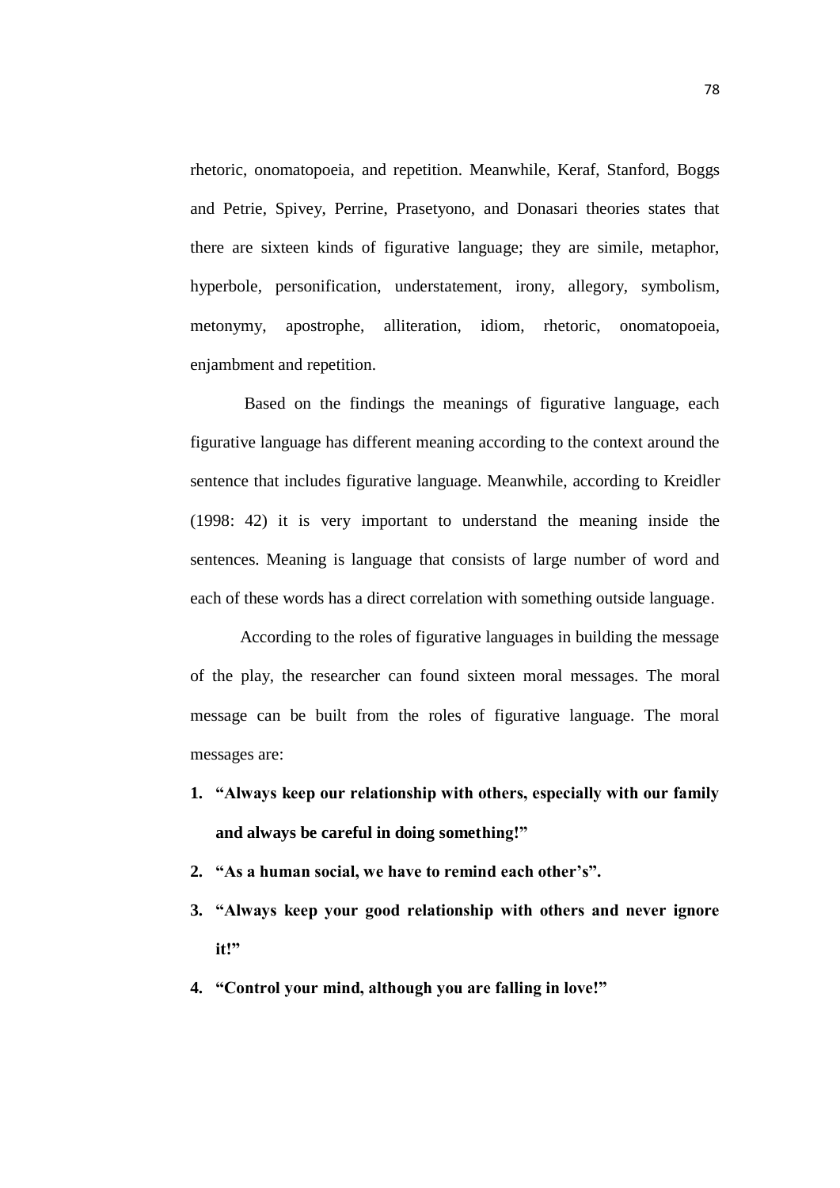rhetoric, onomatopoeia, and repetition. Meanwhile, Keraf, Stanford, Boggs and Petrie, Spivey, Perrine, Prasetyono, and Donasari theories states that there are sixteen kinds of figurative language; they are simile, metaphor, hyperbole, personification, understatement, irony, allegory, symbolism, metonymy, apostrophe, alliteration, idiom, rhetoric, onomatopoeia, enjambment and repetition.

Based on the findings the meanings of figurative language, each figurative language has different meaning according to the context around the sentence that includes figurative language. Meanwhile, according to Kreidler (1998: 42) it is very important to understand the meaning inside the sentences. Meaning is language that consists of large number of word and each of these words has a direct correlation with something outside language.

According to the roles of figurative languages in building the message of the play, the researcher can found sixteen moral messages. The moral message can be built from the roles of figurative language. The moral messages are:

1. **"Always keep our relationship with others, especially with our family and always be careful in doing something!"**
2. **"As a human social, we have to remind each other's".**
3. **"Always keep your good relationship with others and never ignore it!"**
4. **"Control your mind, although you are falling in love!"**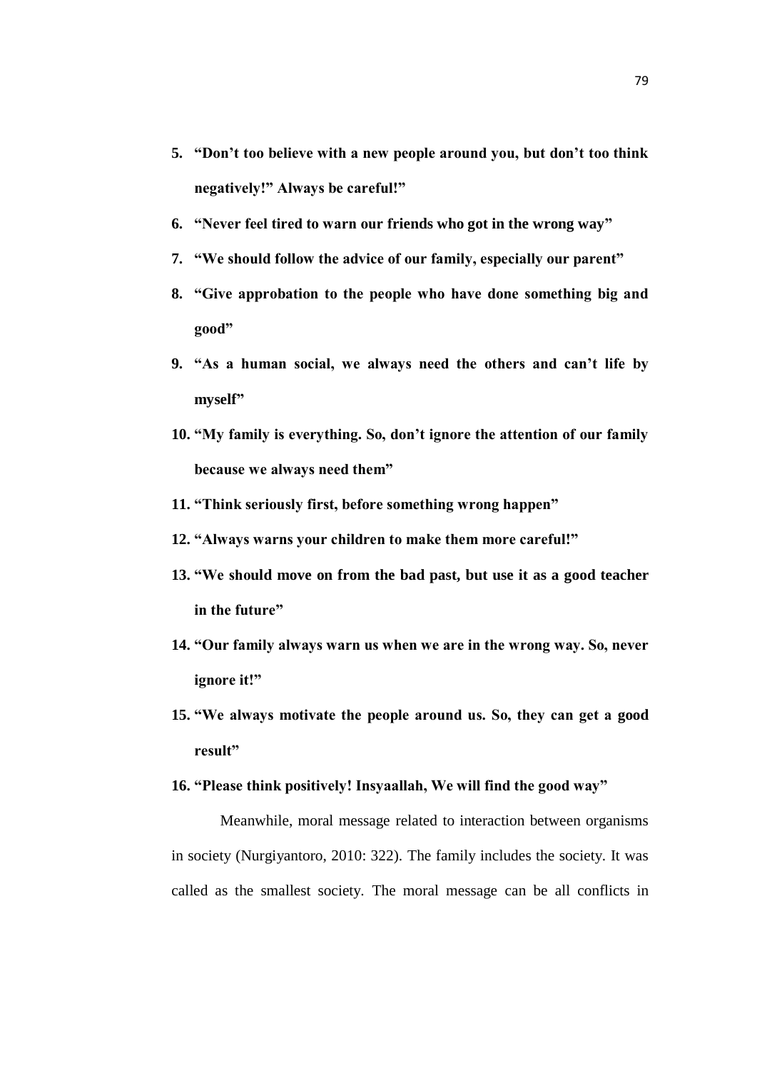5. **“Don’t too believe with a new people around you, but don’t too think negatively!” Always be careful!”**
6. **“Never feel tired to warn our friends who got in the wrong way”**
7. **“We should follow the advice of our family, especially our parent”**
8. **“Give approbation to the people who have done something big and good”**
9. **“As a human social, we always need the others and can’t life by myself”**
10. **“My family is everything. So, don’t ignore the attention of our family because we always need them”**
11. **“Think seriously first, before something wrong happen”**
12. **“Always warns your children to make them more careful!”**
13. **“We should move on from the bad past, but use it as a good teacher in the future”**
14. **“Our family always warn us when we are in the wrong way. So, never ignore it!”**
15. **“We always motivate the people around us. So, they can get a good result”**
16. **“Please think positively! Insyaallah, We will find the good way”**

Meanwhile, moral message related to interaction between organisms in society (Nurgiyantoro, 2010: 322). The family includes the society. It was called as the smallest society. The moral message can be all conflicts in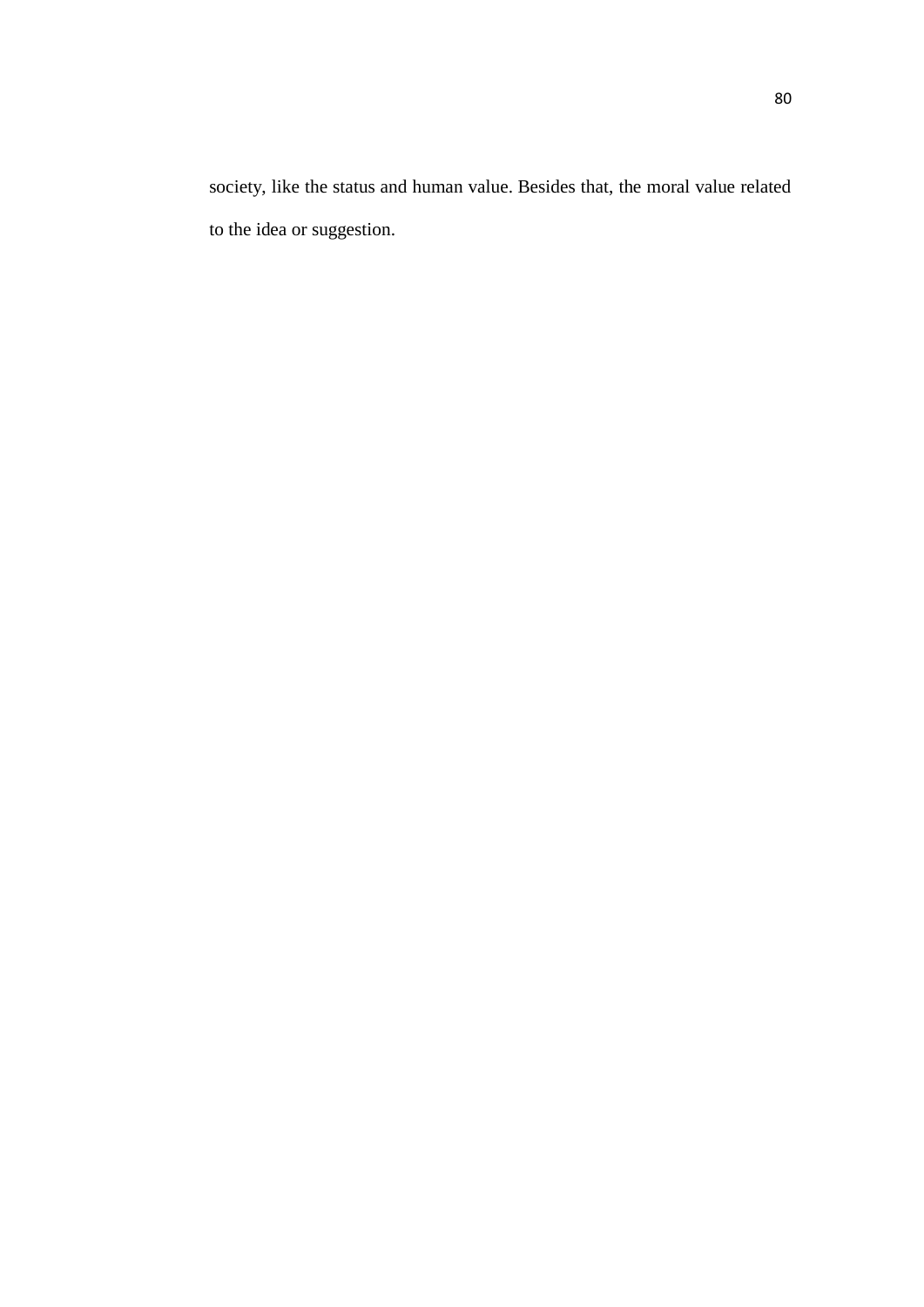society, like the status and human value. Besides that, the moral value related to the idea or suggestion.